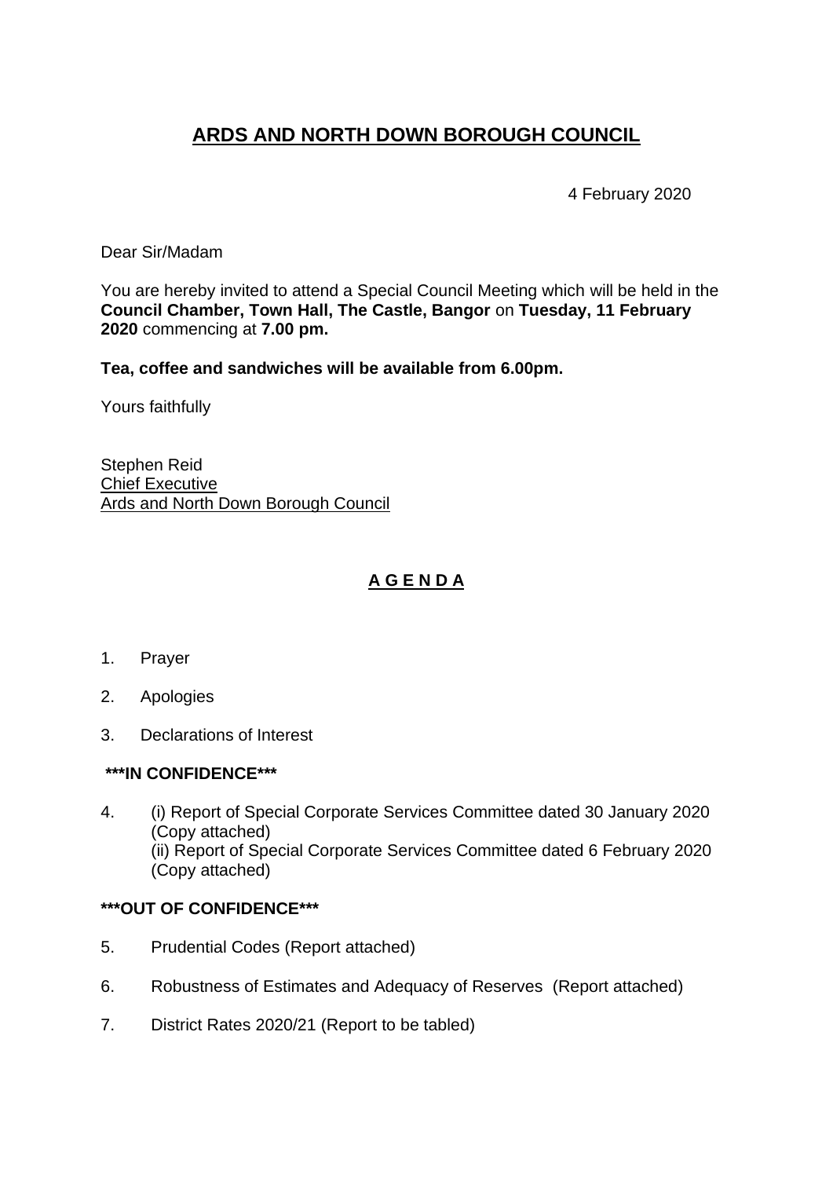# ARDS AND NORTH DOWN BOROUGH COUNCIL

4 February 2020

Dear Sir/Madam

You are hereby invited to attend a Special Council Meeting which will be held in the **Council Chamber, Town Hall, The Castle, Bangor** on **Tuesday, 11 February 2020** commencing at **7.00 pm.**

**Tea, coffee and sandwiches will be available from 6.00pm.**

Yours faithfully

Stephen Reid
Chief Executive
Ards and North Down Borough Council

## A G E N D A

1. Prayer

2. Apologies

3. Declarations of Interest

**\*\*\*IN CONFIDENCE\*\*\***

4. (i) Report of Special Corporate Services Committee dated 30 January 2020 (Copy attached)
   (ii) Report of Special Corporate Services Committee dated 6 February 2020 (Copy attached)

**\*\*\*OUT OF CONFIDENCE\*\*\***

5. Prudential Codes (Report attached)

6. Robustness of Estimates and Adequacy of Reserves (Report attached)

7. District Rates 2020/21 (Report to be tabled)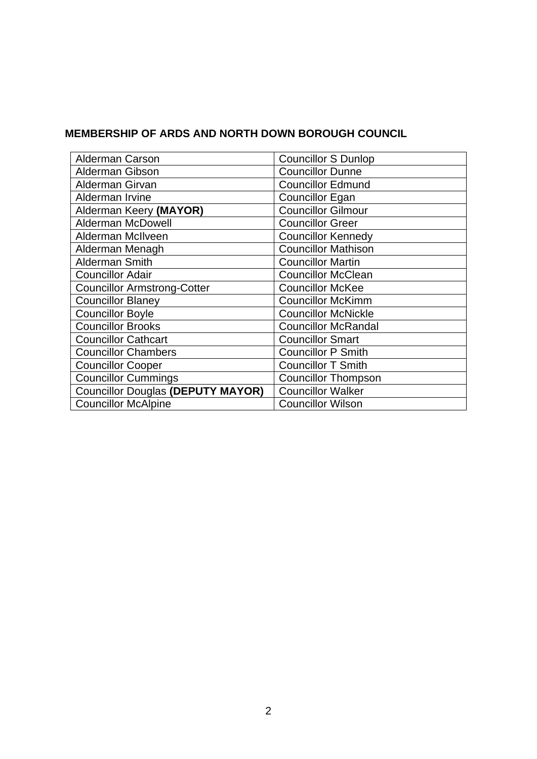**MEMBERSHIP OF ARDS AND NORTH DOWN BOROUGH COUNCIL**

| | |
|---|---|
| Alderman Carson | Councillor S Dunlop |
| Alderman Gibson | Councillor Dunne |
| Alderman Girvan | Councillor Edmund |
| Alderman Irvine | Councillor Egan |
| Alderman Keery **(MAYOR)** | Councillor Gilmour |
| Alderman McDowell | Councillor Greer |
| Alderman McIlveen | Councillor Kennedy |
| Alderman Menagh | Councillor Mathison |
| Alderman Smith | Councillor Martin |
| Councillor Adair | Councillor McClean |
| Councillor Armstrong-Cotter | Councillor McKee |
| Councillor Blaney | Councillor McKimm |
| Councillor Boyle | Councillor McNickle |
| Councillor Brooks | Councillor McRandal |
| Councillor Cathcart | Councillor Smart |
| Councillor Chambers | Councillor P Smith |
| Councillor Cooper | Councillor T Smith |
| Councillor Cummings | Councillor Thompson |
| Councillor Douglas **(DEPUTY MAYOR)** | Councillor Walker |
| Councillor McAlpine | Councillor Wilson |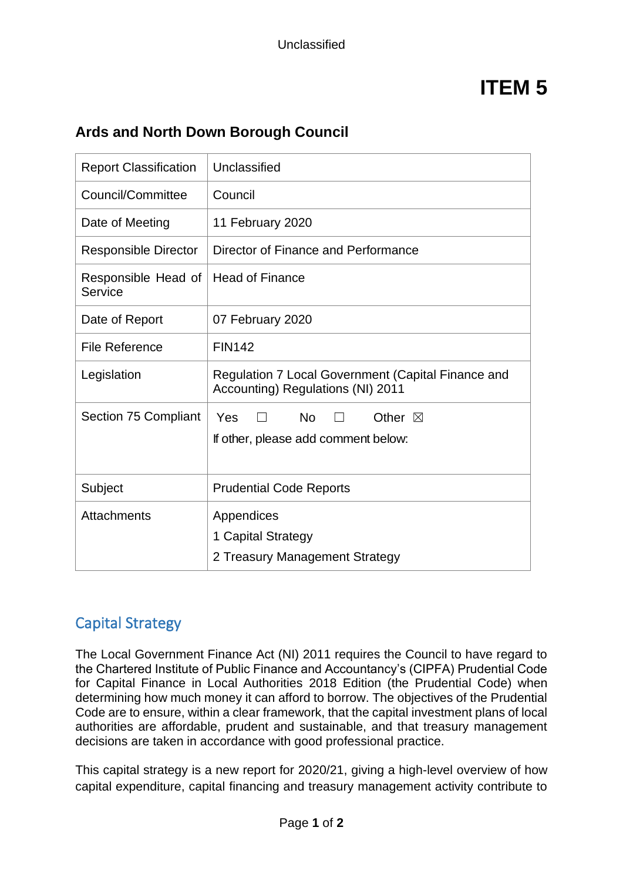Unclassified

# ITEM 5

## Ards and North Down Borough Council

| Report Classification | Unclassified |
|---|---|
| Council/Committee | Council |
| Date of Meeting | 11 February 2020 |
| Responsible Director | Director of Finance and Performance |
| Responsible Head of Service | Head of Finance |
| Date of Report | 07 February 2020 |
| File Reference | FIN142 |
| Legislation | Regulation 7 Local Government (Capital Finance and Accounting) Regulations (NI) 2011 |
| Section 75 Compliant | Yes ☐ No ☐ Other ☒<br>If other, please add comment below: |
| Subject | Prudential Code Reports |
| Attachments | Appendices<br>1 Capital Strategy<br>2 Treasury Management Strategy |

## Capital Strategy

The Local Government Finance Act (NI) 2011 requires the Council to have regard to the Chartered Institute of Public Finance and Accountancy's (CIPFA) Prudential Code for Capital Finance in Local Authorities 2018 Edition (the Prudential Code) when determining how much money it can afford to borrow. The objectives of the Prudential Code are to ensure, within a clear framework, that the capital investment plans of local authorities are affordable, prudent and sustainable, and that treasury management decisions are taken in accordance with good professional practice.

This capital strategy is a new report for 2020/21, giving a high-level overview of how capital expenditure, capital financing and treasury management activity contribute to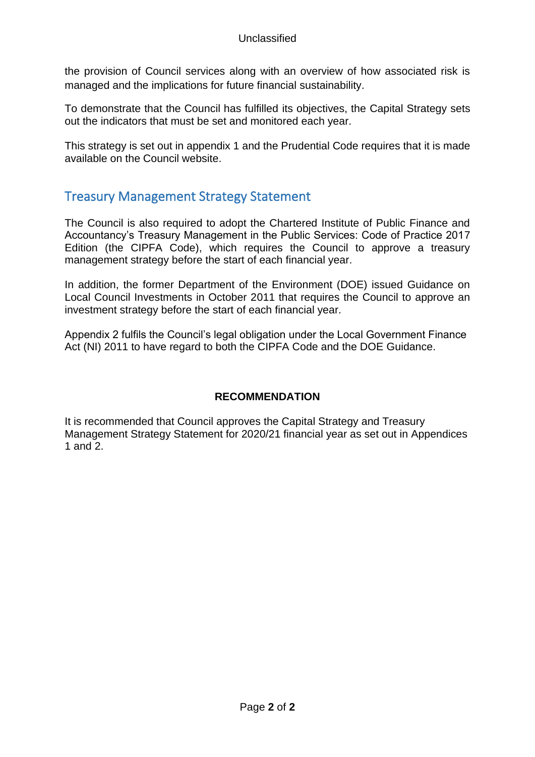the provision of Council services along with an overview of how associated risk is managed and the implications for future financial sustainability.

To demonstrate that the Council has fulfilled its objectives, the Capital Strategy sets out the indicators that must be set and monitored each year.

This strategy is set out in appendix 1 and the Prudential Code requires that it is made available on the Council website.

## Treasury Management Strategy Statement

The Council is also required to adopt the Chartered Institute of Public Finance and Accountancy's Treasury Management in the Public Services: Code of Practice 2017 Edition (the CIPFA Code), which requires the Council to approve a treasury management strategy before the start of each financial year.

In addition, the former Department of the Environment (DOE) issued Guidance on Local Council Investments in October 2011 that requires the Council to approve an investment strategy before the start of each financial year.

Appendix 2 fulfils the Council's legal obligation under the Local Government Finance Act (NI) 2011 to have regard to both the CIPFA Code and the DOE Guidance.

**RECOMMENDATION**

It is recommended that Council approves the Capital Strategy and Treasury Management Strategy Statement for 2020/21 financial year as set out in Appendices 1 and 2.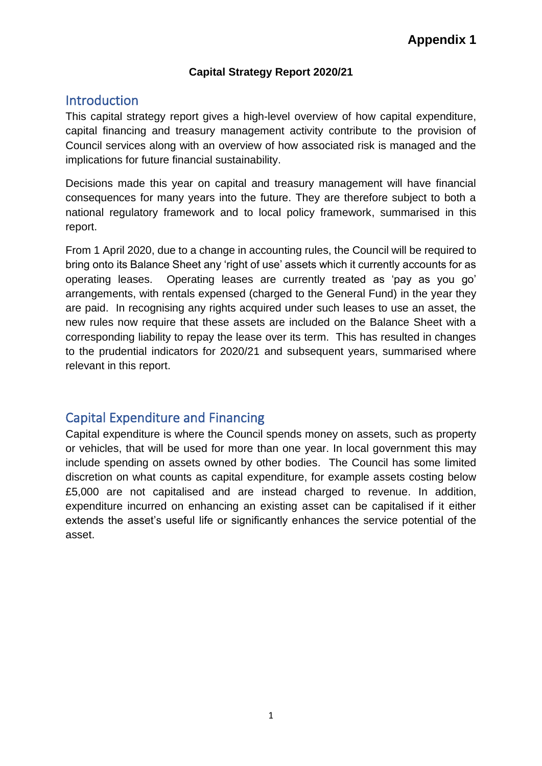**Appendix 1**

**Capital Strategy Report 2020/21**

## Introduction

This capital strategy report gives a high-level overview of how capital expenditure, capital financing and treasury management activity contribute to the provision of Council services along with an overview of how associated risk is managed and the implications for future financial sustainability.

Decisions made this year on capital and treasury management will have financial consequences for many years into the future. They are therefore subject to both a national regulatory framework and to local policy framework, summarised in this report.

From 1 April 2020, due to a change in accounting rules, the Council will be required to bring onto its Balance Sheet any 'right of use' assets which it currently accounts for as operating leases. Operating leases are currently treated as 'pay as you go' arrangements, with rentals expensed (charged to the General Fund) in the year they are paid. In recognising any rights acquired under such leases to use an asset, the new rules now require that these assets are included on the Balance Sheet with a corresponding liability to repay the lease over its term. This has resulted in changes to the prudential indicators for 2020/21 and subsequent years, summarised where relevant in this report.

## Capital Expenditure and Financing

Capital expenditure is where the Council spends money on assets, such as property or vehicles, that will be used for more than one year. In local government this may include spending on assets owned by other bodies. The Council has some limited discretion on what counts as capital expenditure, for example assets costing below £5,000 are not capitalised and are instead charged to revenue. In addition, expenditure incurred on enhancing an existing asset can be capitalised if it either extends the asset's useful life or significantly enhances the service potential of the asset.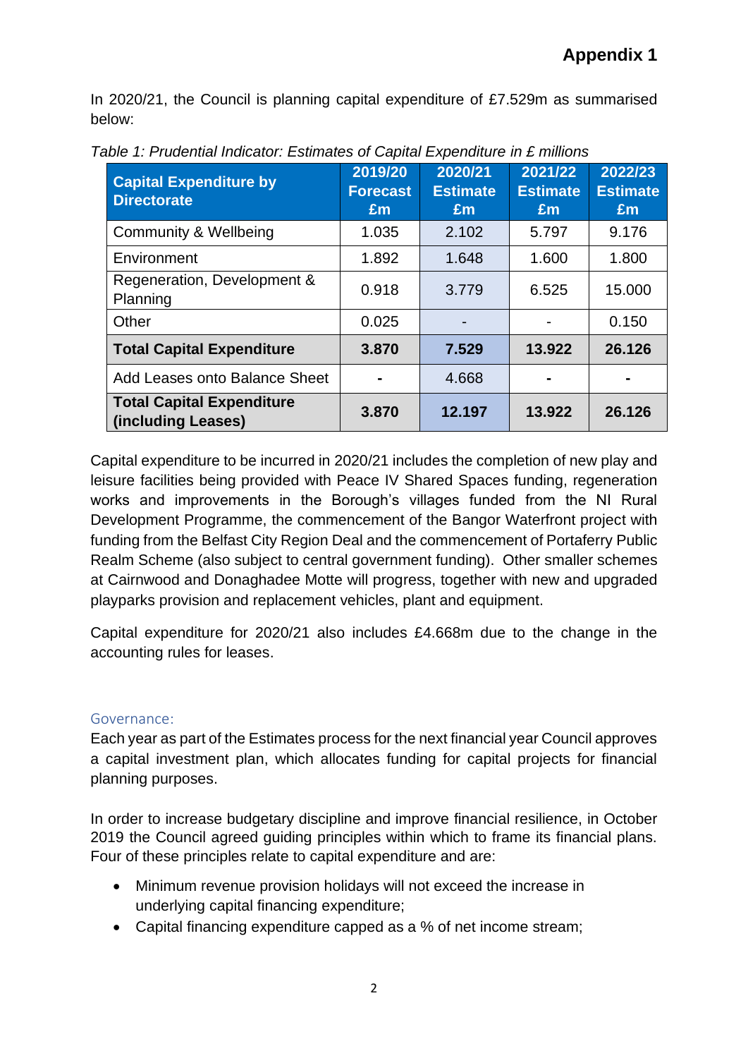# Appendix 1

In 2020/21, the Council is planning capital expenditure of £7.529m as summarised below:

*Table 1: Prudential Indicator: Estimates of Capital Expenditure in £ millions*

| Capital Expenditure by Directorate | 2019/20 Forecast £m | 2020/21 Estimate £m | 2021/22 Estimate £m | 2022/23 Estimate £m |
|---|---|---|---|---|
| Community & Wellbeing | 1.035 | 2.102 | 5.797 | 9.176 |
| Environment | 1.892 | 1.648 | 1.600 | 1.800 |
| Regeneration, Development & Planning | 0.918 | 3.779 | 6.525 | 15.000 |
| Other | 0.025 | - | - | 0.150 |
| **Total Capital Expenditure** | **3.870** | **7.529** | **13.922** | **26.126** |
| Add Leases onto Balance Sheet | **-** | 4.668 | **-** | **-** |
| **Total Capital Expenditure (including Leases)** | **3.870** | **12.197** | **13.922** | **26.126** |

Capital expenditure to be incurred in 2020/21 includes the completion of new play and leisure facilities being provided with Peace IV Shared Spaces funding, regeneration works and improvements in the Borough's villages funded from the NI Rural Development Programme, the commencement of the Bangor Waterfront project with funding from the Belfast City Region Deal and the commencement of Portaferry Public Realm Scheme (also subject to central government funding). Other smaller schemes at Cairnwood and Donaghadee Motte will progress, together with new and upgraded playparks provision and replacement vehicles, plant and equipment.

Capital expenditure for 2020/21 also includes £4.668m due to the change in the accounting rules for leases.

## Governance:

Each year as part of the Estimates process for the next financial year Council approves a capital investment plan, which allocates funding for capital projects for financial planning purposes.

In order to increase budgetary discipline and improve financial resilience, in October 2019 the Council agreed guiding principles within which to frame its financial plans. Four of these principles relate to capital expenditure and are:

- Minimum revenue provision holidays will not exceed the increase in underlying capital financing expenditure;
- Capital financing expenditure capped as a % of net income stream;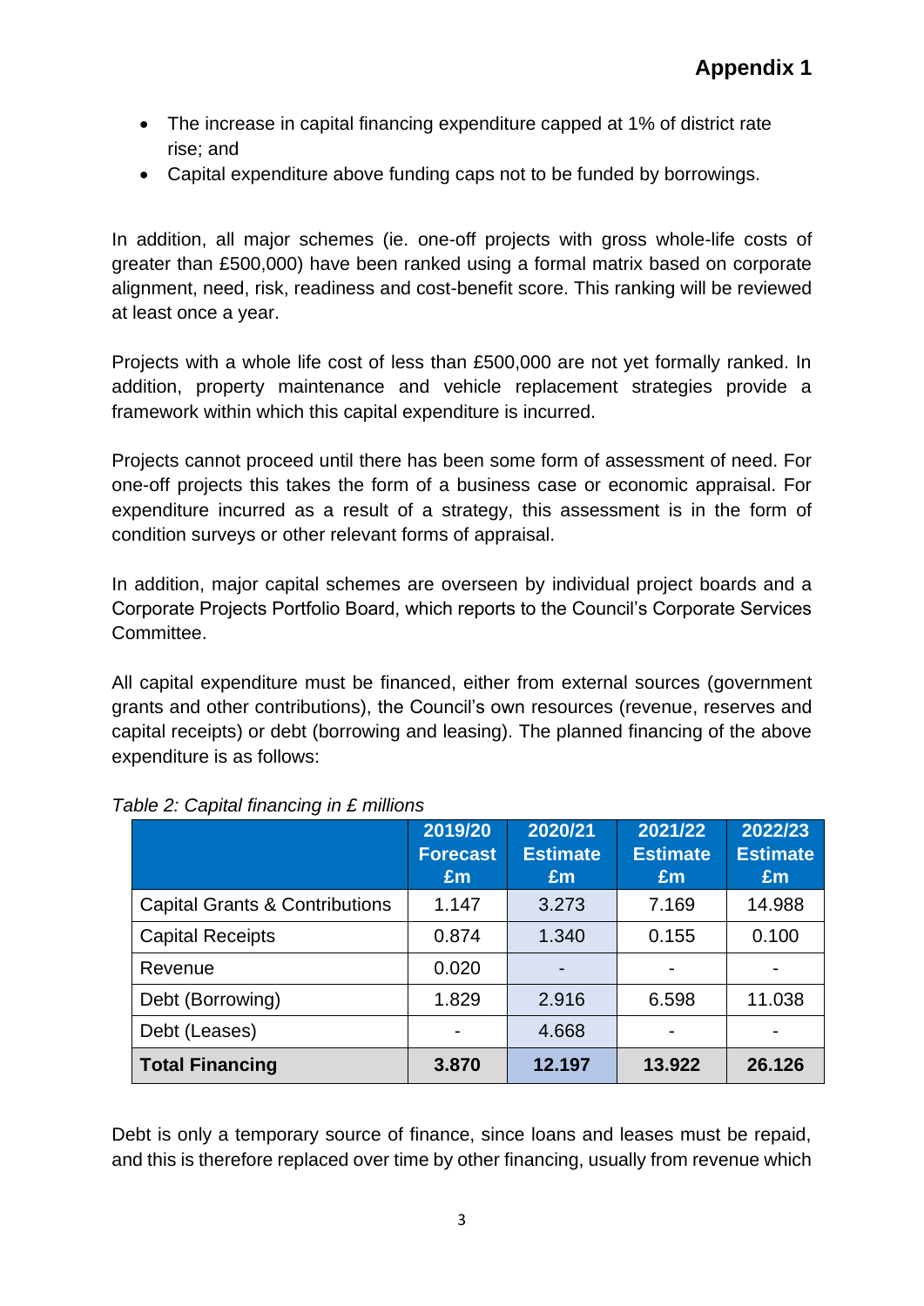## Appendix 1

- The increase in capital financing expenditure capped at 1% of district rate rise; and
- Capital expenditure above funding caps not to be funded by borrowings.

In addition, all major schemes (ie. one-off projects with gross whole-life costs of greater than £500,000) have been ranked using a formal matrix based on corporate alignment, need, risk, readiness and cost-benefit score. This ranking will be reviewed at least once a year.

Projects with a whole life cost of less than £500,000 are not yet formally ranked. In addition, property maintenance and vehicle replacement strategies provide a framework within which this capital expenditure is incurred.

Projects cannot proceed until there has been some form of assessment of need. For one-off projects this takes the form of a business case or economic appraisal. For expenditure incurred as a result of a strategy, this assessment is in the form of condition surveys or other relevant forms of appraisal.

In addition, major capital schemes are overseen by individual project boards and a Corporate Projects Portfolio Board, which reports to the Council's Corporate Services Committee.

All capital expenditure must be financed, either from external sources (government grants and other contributions), the Council's own resources (revenue, reserves and capital receipts) or debt (borrowing and leasing). The planned financing of the above expenditure is as follows:

*Table 2: Capital financing in £ millions*

| | 2019/20 Forecast £m | 2020/21 Estimate £m | 2021/22 Estimate £m | 2022/23 Estimate £m |
|---|---|---|---|---|
| Capital Grants & Contributions | 1.147 | 3.273 | 7.169 | 14.988 |
| Capital Receipts | 0.874 | 1.340 | 0.155 | 0.100 |
| Revenue | 0.020 | - | - | - |
| Debt (Borrowing) | 1.829 | 2.916 | 6.598 | 11.038 |
| Debt (Leases) | - | 4.668 | - | - |
| **Total Financing** | **3.870** | **12.197** | **13.922** | **26.126** |

Debt is only a temporary source of finance, since loans and leases must be repaid, and this is therefore replaced over time by other financing, usually from revenue which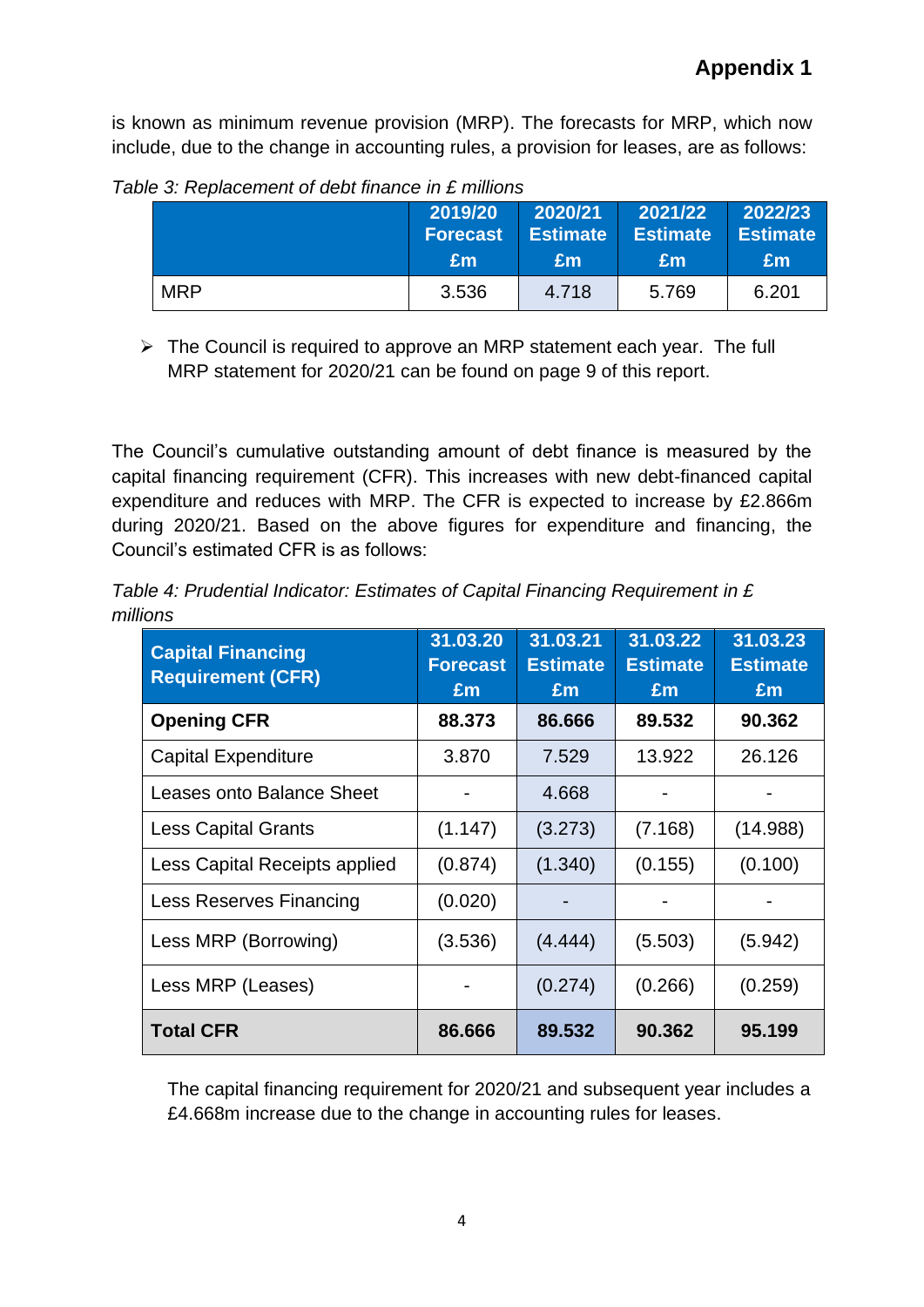is known as minimum revenue provision (MRP). The forecasts for MRP, which now include, due to the change in accounting rules, a provision for leases, are as follows:

*Table 3: Replacement of debt finance in £ millions*

| | 2019/20 Forecast £m | 2020/21 Estimate £m | 2021/22 Estimate £m | 2022/23 Estimate £m |
|---|---|---|---|---|
| MRP | 3.536 | 4.718 | 5.769 | 6.201 |

- The Council is required to approve an MRP statement each year. The full MRP statement for 2020/21 can be found on page 9 of this report.

The Council's cumulative outstanding amount of debt finance is measured by the capital financing requirement (CFR). This increases with new debt-financed capital expenditure and reduces with MRP. The CFR is expected to increase by £2.866m during 2020/21. Based on the above figures for expenditure and financing, the Council's estimated CFR is as follows:

*Table 4: Prudential Indicator: Estimates of Capital Financing Requirement in £ millions*

| Capital Financing Requirement (CFR) | 31.03.20 Forecast £m | 31.03.21 Estimate £m | 31.03.22 Estimate £m | 31.03.23 Estimate £m |
|---|---|---|---|---|
| **Opening CFR** | **88.373** | **86.666** | **89.532** | **90.362** |
| Capital Expenditure | 3.870 | 7.529 | 13.922 | 26.126 |
| Leases onto Balance Sheet | - | 4.668 | - | - |
| Less Capital Grants | (1.147) | (3.273) | (7.168) | (14.988) |
| Less Capital Receipts applied | (0.874) | (1.340) | (0.155) | (0.100) |
| Less Reserves Financing | (0.020) | - | - | - |
| Less MRP (Borrowing) | (3.536) | (4.444) | (5.503) | (5.942) |
| Less MRP (Leases) | - | (0.274) | (0.266) | (0.259) |
| **Total CFR** | **86.666** | **89.532** | **90.362** | **95.199** |

The capital financing requirement for 2020/21 and subsequent year includes a £4.668m increase due to the change in accounting rules for leases.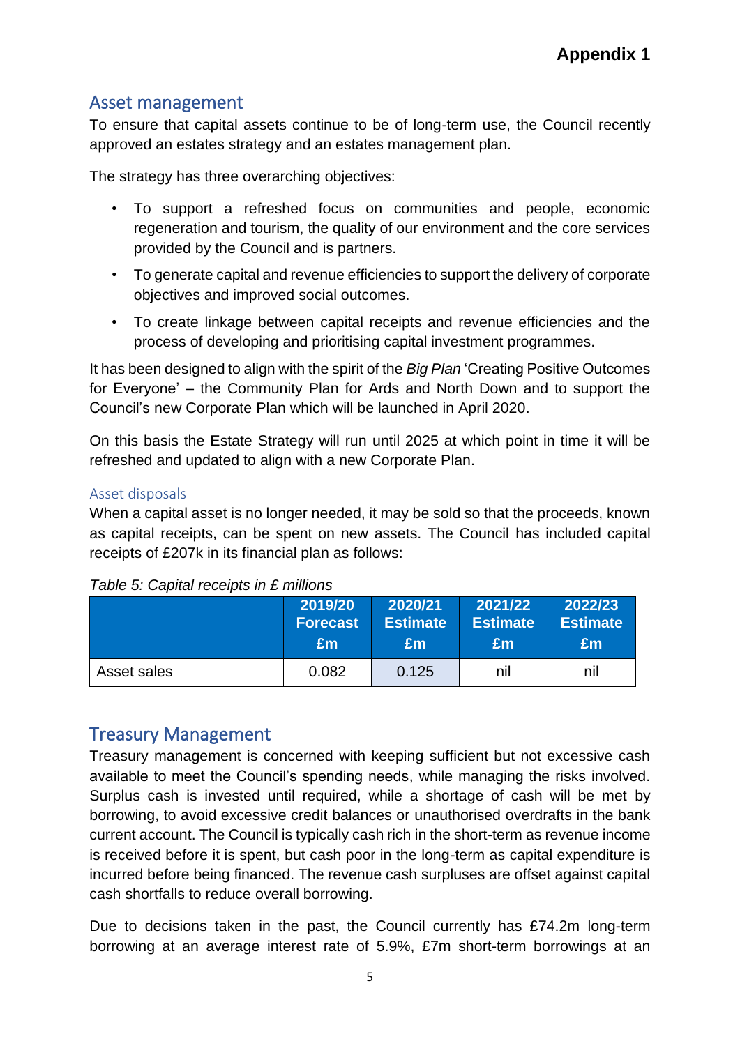**Appendix 1**

## Asset management

To ensure that capital assets continue to be of long-term use, the Council recently approved an estates strategy and an estates management plan.

The strategy has three overarching objectives:

- To support a refreshed focus on communities and people, economic regeneration and tourism, the quality of our environment and the core services provided by the Council and is partners.
- To generate capital and revenue efficiencies to support the delivery of corporate objectives and improved social outcomes.
- To create linkage between capital receipts and revenue efficiencies and the process of developing and prioritising capital investment programmes.

It has been designed to align with the spirit of the *Big Plan* 'Creating Positive Outcomes for Everyone' – the Community Plan for Ards and North Down and to support the Council's new Corporate Plan which will be launched in April 2020.

On this basis the Estate Strategy will run until 2025 at which point in time it will be refreshed and updated to align with a new Corporate Plan.

### Asset disposals

When a capital asset is no longer needed, it may be sold so that the proceeds, known as capital receipts, can be spent on new assets. The Council has included capital receipts of £207k in its financial plan as follows:

*Table 5: Capital receipts in £ millions*

| | 2019/20 Forecast £m | 2020/21 Estimate £m | 2021/22 Estimate £m | 2022/23 Estimate £m |
|---|---|---|---|---|
| Asset sales | 0.082 | 0.125 | nil | nil |

## Treasury Management

Treasury management is concerned with keeping sufficient but not excessive cash available to meet the Council's spending needs, while managing the risks involved. Surplus cash is invested until required, while a shortage of cash will be met by borrowing, to avoid excessive credit balances or unauthorised overdrafts in the bank current account. The Council is typically cash rich in the short-term as revenue income is received before it is spent, but cash poor in the long-term as capital expenditure is incurred before being financed. The revenue cash surpluses are offset against capital cash shortfalls to reduce overall borrowing.

Due to decisions taken in the past, the Council currently has £74.2m long-term borrowing at an average interest rate of 5.9%, £7m short-term borrowings at an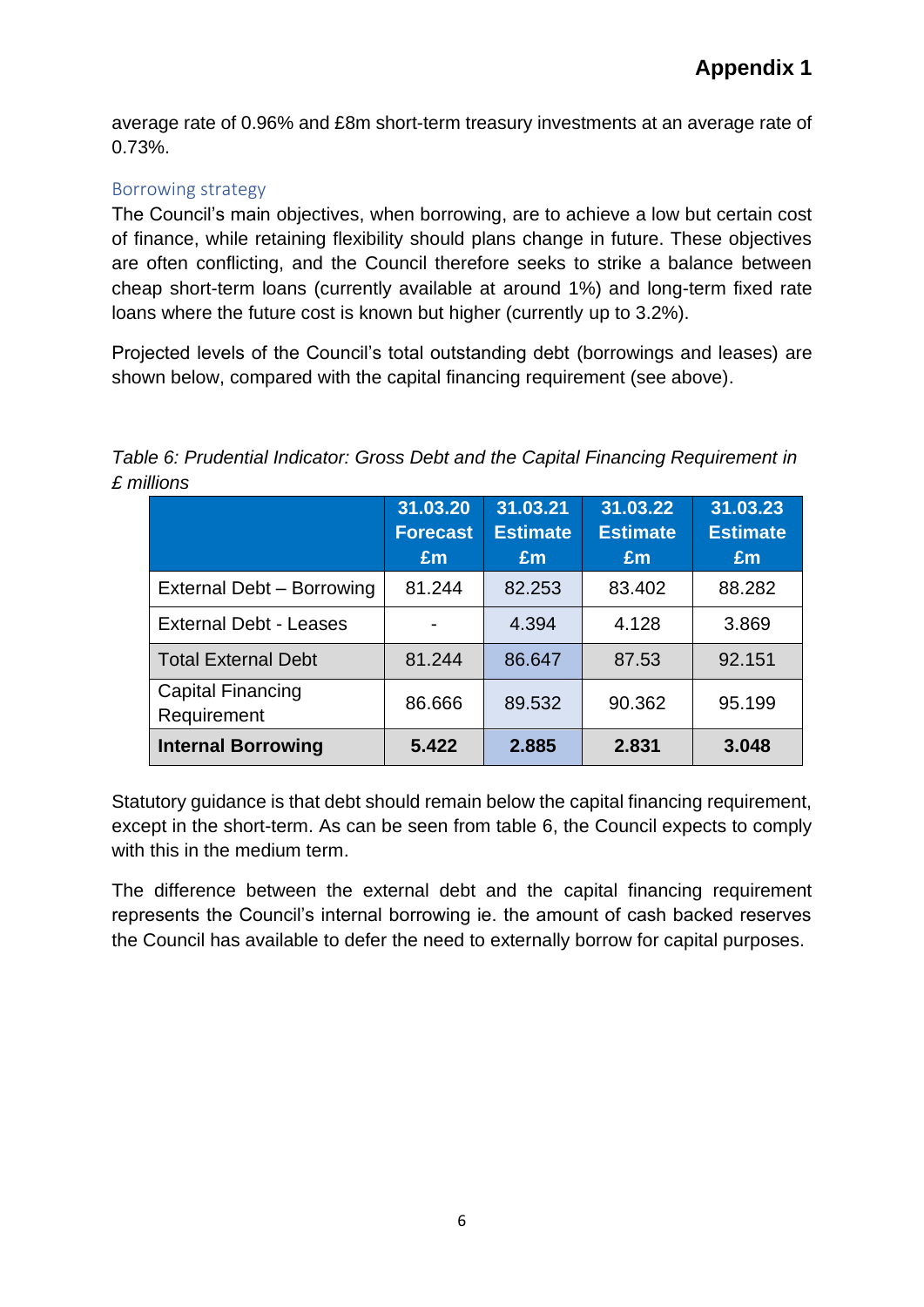average rate of 0.96% and £8m short-term treasury investments at an average rate of 0.73%.

### Borrowing strategy

The Council's main objectives, when borrowing, are to achieve a low but certain cost of finance, while retaining flexibility should plans change in future. These objectives are often conflicting, and the Council therefore seeks to strike a balance between cheap short-term loans (currently available at around 1%) and long-term fixed rate loans where the future cost is known but higher (currently up to 3.2%).

Projected levels of the Council's total outstanding debt (borrowings and leases) are shown below, compared with the capital financing requirement (see above).

*Table 6: Prudential Indicator: Gross Debt and the Capital Financing Requirement in £ millions*

| | 31.03.20 Forecast £m | 31.03.21 Estimate £m | 31.03.22 Estimate £m | 31.03.23 Estimate £m |
|---|---|---|---|---|
| External Debt – Borrowing | 81.244 | 82.253 | 83.402 | 88.282 |
| External Debt - Leases | - | 4.394 | 4.128 | 3.869 |
| Total External Debt | 81.244 | 86.647 | 87.53 | 92.151 |
| Capital Financing Requirement | 86.666 | 89.532 | 90.362 | 95.199 |
| **Internal Borrowing** | **5.422** | **2.885** | **2.831** | **3.048** |

Statutory guidance is that debt should remain below the capital financing requirement, except in the short-term. As can be seen from table 6, the Council expects to comply with this in the medium term.

The difference between the external debt and the capital financing requirement represents the Council's internal borrowing ie. the amount of cash backed reserves the Council has available to defer the need to externally borrow for capital purposes.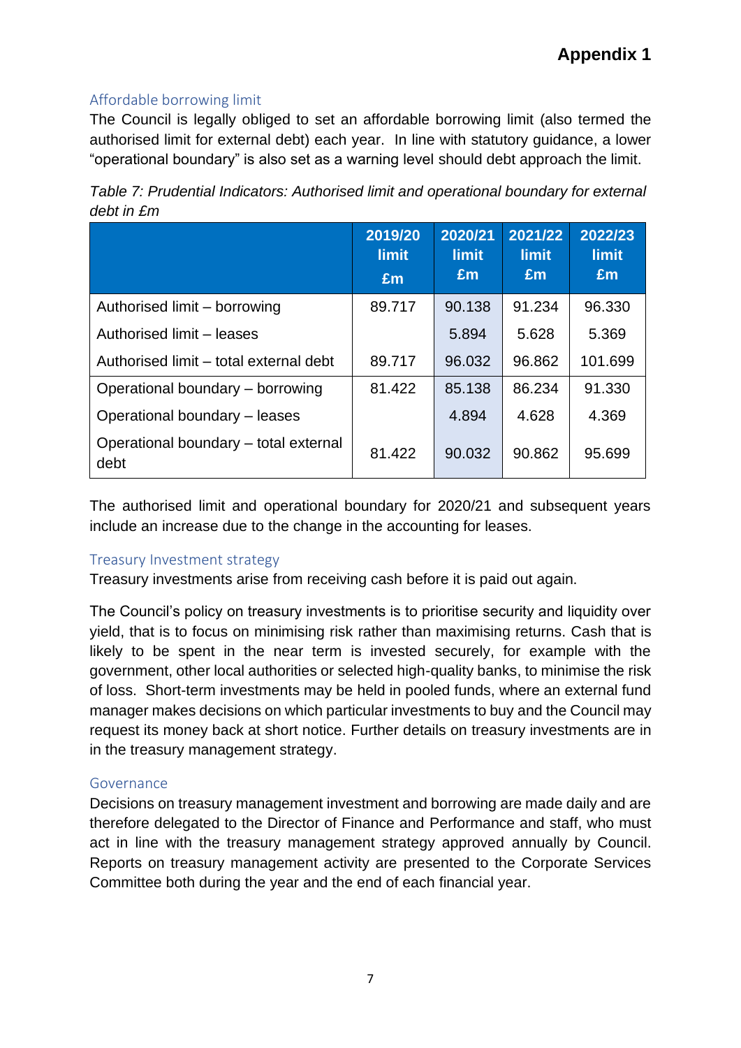**Appendix 1**

## Affordable borrowing limit

The Council is legally obliged to set an affordable borrowing limit (also termed the authorised limit for external debt) each year. In line with statutory guidance, a lower "operational boundary" is also set as a warning level should debt approach the limit.

*Table 7: Prudential Indicators: Authorised limit and operational boundary for external debt in £m*

| | 2019/20 limit £m | 2020/21 limit £m | 2021/22 limit £m | 2022/23 limit £m |
|---|---|---|---|---|
| Authorised limit – borrowing | 89.717 | 90.138 | 91.234 | 96.330 |
| Authorised limit – leases | | 5.894 | 5.628 | 5.369 |
| Authorised limit – total external debt | 89.717 | 96.032 | 96.862 | 101.699 |
| Operational boundary – borrowing | 81.422 | 85.138 | 86.234 | 91.330 |
| Operational boundary – leases | | 4.894 | 4.628 | 4.369 |
| Operational boundary – total external debt | 81.422 | 90.032 | 90.862 | 95.699 |

The authorised limit and operational boundary for 2020/21 and subsequent years include an increase due to the change in the accounting for leases.

## Treasury Investment strategy

Treasury investments arise from receiving cash before it is paid out again.

The Council's policy on treasury investments is to prioritise security and liquidity over yield, that is to focus on minimising risk rather than maximising returns. Cash that is likely to be spent in the near term is invested securely, for example with the government, other local authorities or selected high-quality banks, to minimise the risk of loss. Short-term investments may be held in pooled funds, where an external fund manager makes decisions on which particular investments to buy and the Council may request its money back at short notice. Further details on treasury investments are in in the treasury management strategy.

## Governance

Decisions on treasury management investment and borrowing are made daily and are therefore delegated to the Director of Finance and Performance and staff, who must act in line with the treasury management strategy approved annually by Council. Reports on treasury management activity are presented to the Corporate Services Committee both during the year and the end of each financial year.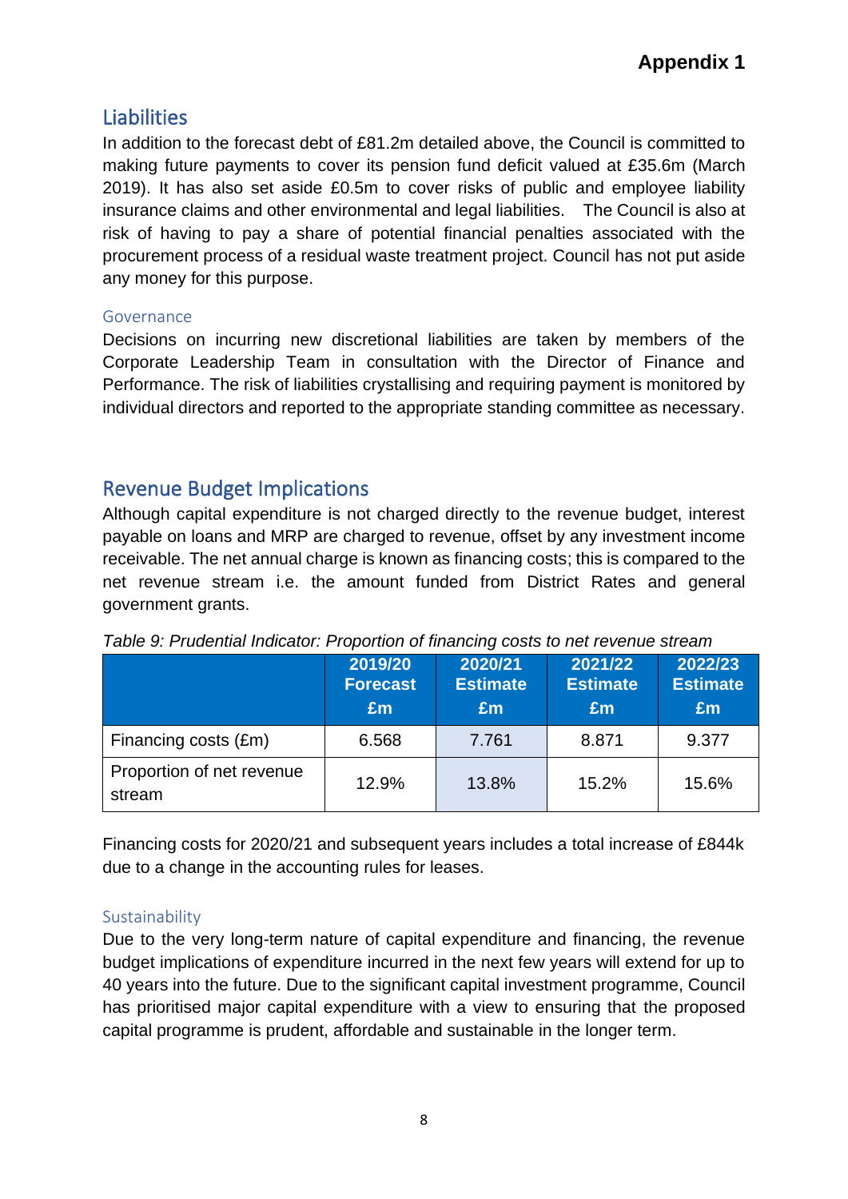## Liabilities

In addition to the forecast debt of £81.2m detailed above, the Council is committed to making future payments to cover its pension fund deficit valued at £35.6m (March 2019). It has also set aside £0.5m to cover risks of public and employee liability insurance claims and other environmental and legal liabilities. The Council is also at risk of having to pay a share of potential financial penalties associated with the procurement process of a residual waste treatment project. Council has not put aside any money for this purpose.

### Governance

Decisions on incurring new discretional liabilities are taken by members of the Corporate Leadership Team in consultation with the Director of Finance and Performance. The risk of liabilities crystallising and requiring payment is monitored by individual directors and reported to the appropriate standing committee as necessary.

## Revenue Budget Implications

Although capital expenditure is not charged directly to the revenue budget, interest payable on loans and MRP are charged to revenue, offset by any investment income receivable. The net annual charge is known as financing costs; this is compared to the net revenue stream i.e. the amount funded from District Rates and general government grants.

*Table 9: Prudential Indicator: Proportion of financing costs to net revenue stream*

| | 2019/20 Forecast £m | 2020/21 Estimate £m | 2021/22 Estimate £m | 2022/23 Estimate £m |
|---|---|---|---|---|
| Financing costs (£m) | 6.568 | 7.761 | 8.871 | 9.377 |
| Proportion of net revenue stream | 12.9% | 13.8% | 15.2% | 15.6% |

Financing costs for 2020/21 and subsequent years includes a total increase of £844k due to a change in the accounting rules for leases.

### Sustainability

Due to the very long-term nature of capital expenditure and financing, the revenue budget implications of expenditure incurred in the next few years will extend for up to 40 years into the future. Due to the significant capital investment programme, Council has prioritised major capital expenditure with a view to ensuring that the proposed capital programme is prudent, affordable and sustainable in the longer term.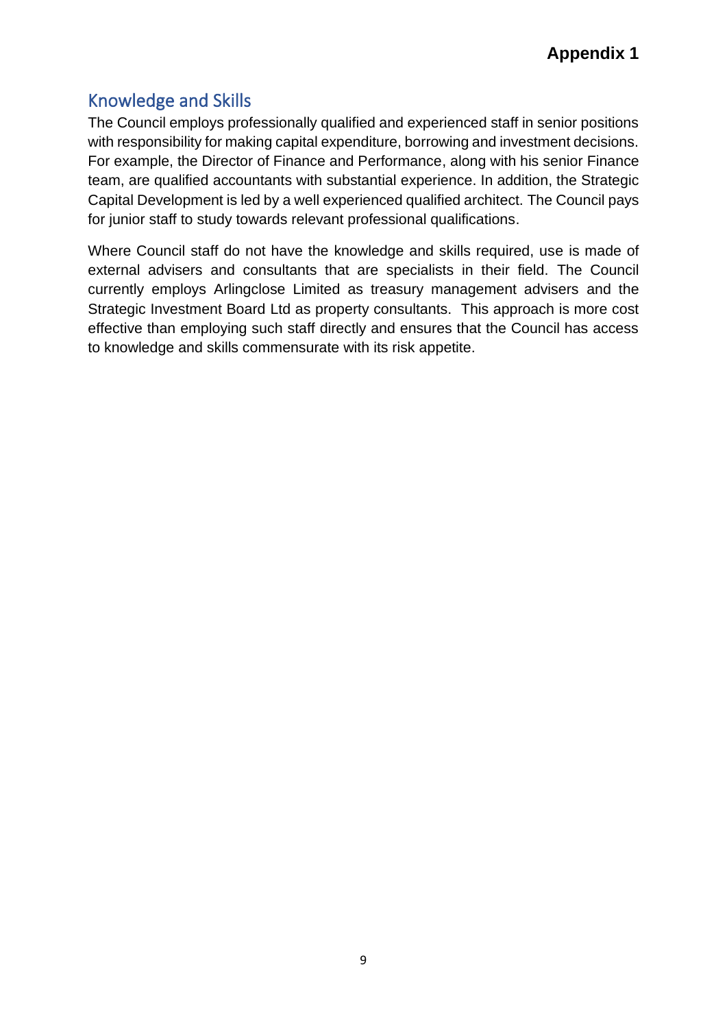**Appendix 1**

## Knowledge and Skills

The Council employs professionally qualified and experienced staff in senior positions with responsibility for making capital expenditure, borrowing and investment decisions. For example, the Director of Finance and Performance, along with his senior Finance team, are qualified accountants with substantial experience. In addition, the Strategic Capital Development is led by a well experienced qualified architect. The Council pays for junior staff to study towards relevant professional qualifications.

Where Council staff do not have the knowledge and skills required, use is made of external advisers and consultants that are specialists in their field. The Council currently employs Arlingclose Limited as treasury management advisers and the Strategic Investment Board Ltd as property consultants. This approach is more cost effective than employing such staff directly and ensures that the Council has access to knowledge and skills commensurate with its risk appetite.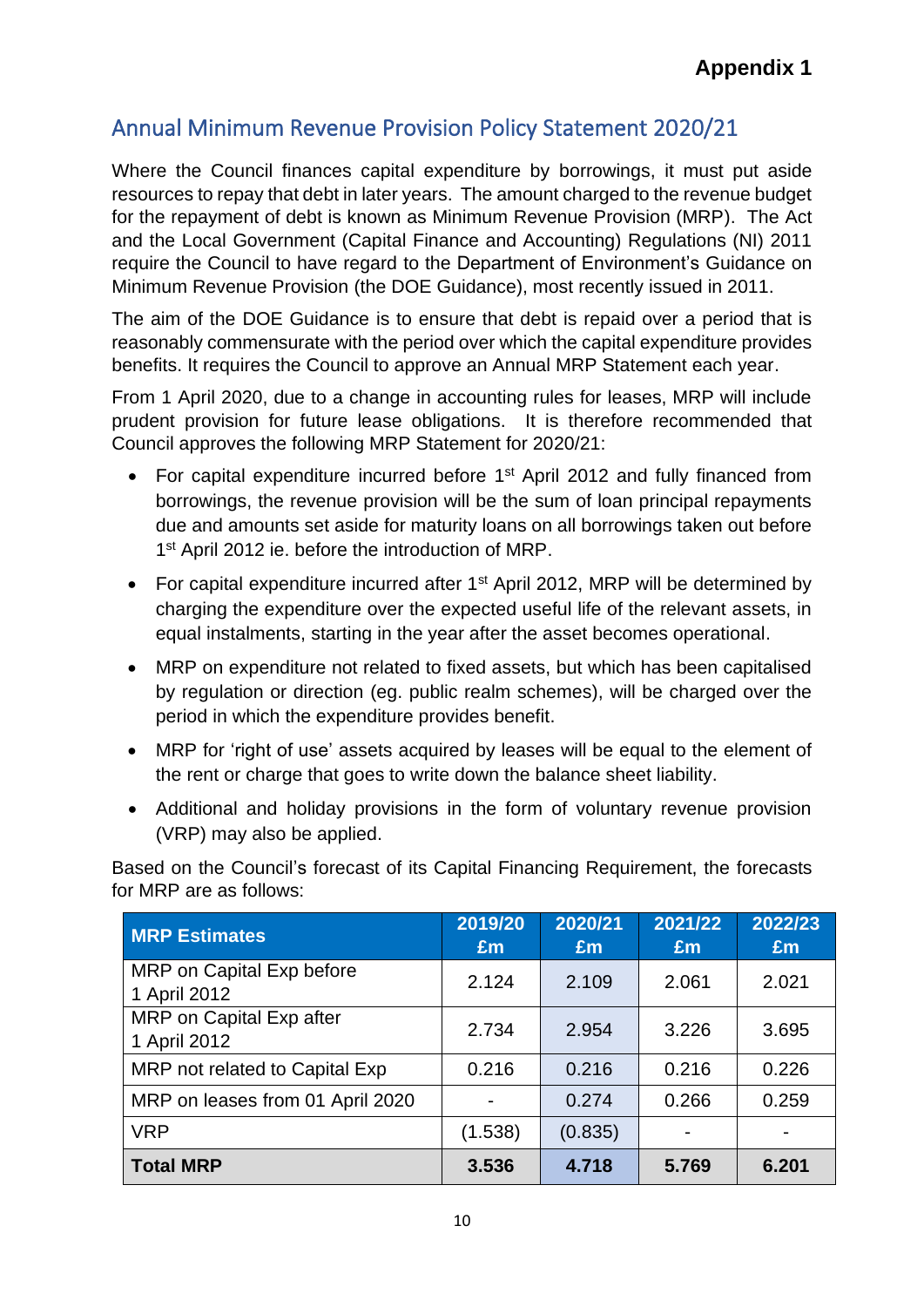**Appendix 1**

## Annual Minimum Revenue Provision Policy Statement 2020/21

Where the Council finances capital expenditure by borrowings, it must put aside resources to repay that debt in later years. The amount charged to the revenue budget for the repayment of debt is known as Minimum Revenue Provision (MRP). The Act and the Local Government (Capital Finance and Accounting) Regulations (NI) 2011 require the Council to have regard to the Department of Environment's Guidance on Minimum Revenue Provision (the DOE Guidance), most recently issued in 2011.

The aim of the DOE Guidance is to ensure that debt is repaid over a period that is reasonably commensurate with the period over which the capital expenditure provides benefits. It requires the Council to approve an Annual MRP Statement each year.

From 1 April 2020, due to a change in accounting rules for leases, MRP will include prudent provision for future lease obligations. It is therefore recommended that Council approves the following MRP Statement for 2020/21:

- For capital expenditure incurred before 1st April 2012 and fully financed from borrowings, the revenue provision will be the sum of loan principal repayments due and amounts set aside for maturity loans on all borrowings taken out before 1st April 2012 ie. before the introduction of MRP.
- For capital expenditure incurred after 1st April 2012, MRP will be determined by charging the expenditure over the expected useful life of the relevant assets, in equal instalments, starting in the year after the asset becomes operational.
- MRP on expenditure not related to fixed assets, but which has been capitalised by regulation or direction (eg. public realm schemes), will be charged over the period in which the expenditure provides benefit.
- MRP for 'right of use' assets acquired by leases will be equal to the element of the rent or charge that goes to write down the balance sheet liability.
- Additional and holiday provisions in the form of voluntary revenue provision (VRP) may also be applied.

Based on the Council's forecast of its Capital Financing Requirement, the forecasts for MRP are as follows:

| MRP Estimates | 2019/20 £m | 2020/21 £m | 2021/22 £m | 2022/23 £m |
|---|---|---|---|---|
| MRP on Capital Exp before 1 April 2012 | 2.124 | 2.109 | 2.061 | 2.021 |
| MRP on Capital Exp after 1 April 2012 | 2.734 | 2.954 | 3.226 | 3.695 |
| MRP not related to Capital Exp | 0.216 | 0.216 | 0.216 | 0.226 |
| MRP on leases from 01 April 2020 | - | 0.274 | 0.266 | 0.259 |
| VRP | (1.538) | (0.835) | - | - |
| **Total MRP** | **3.536** | **4.718** | **5.769** | **6.201** |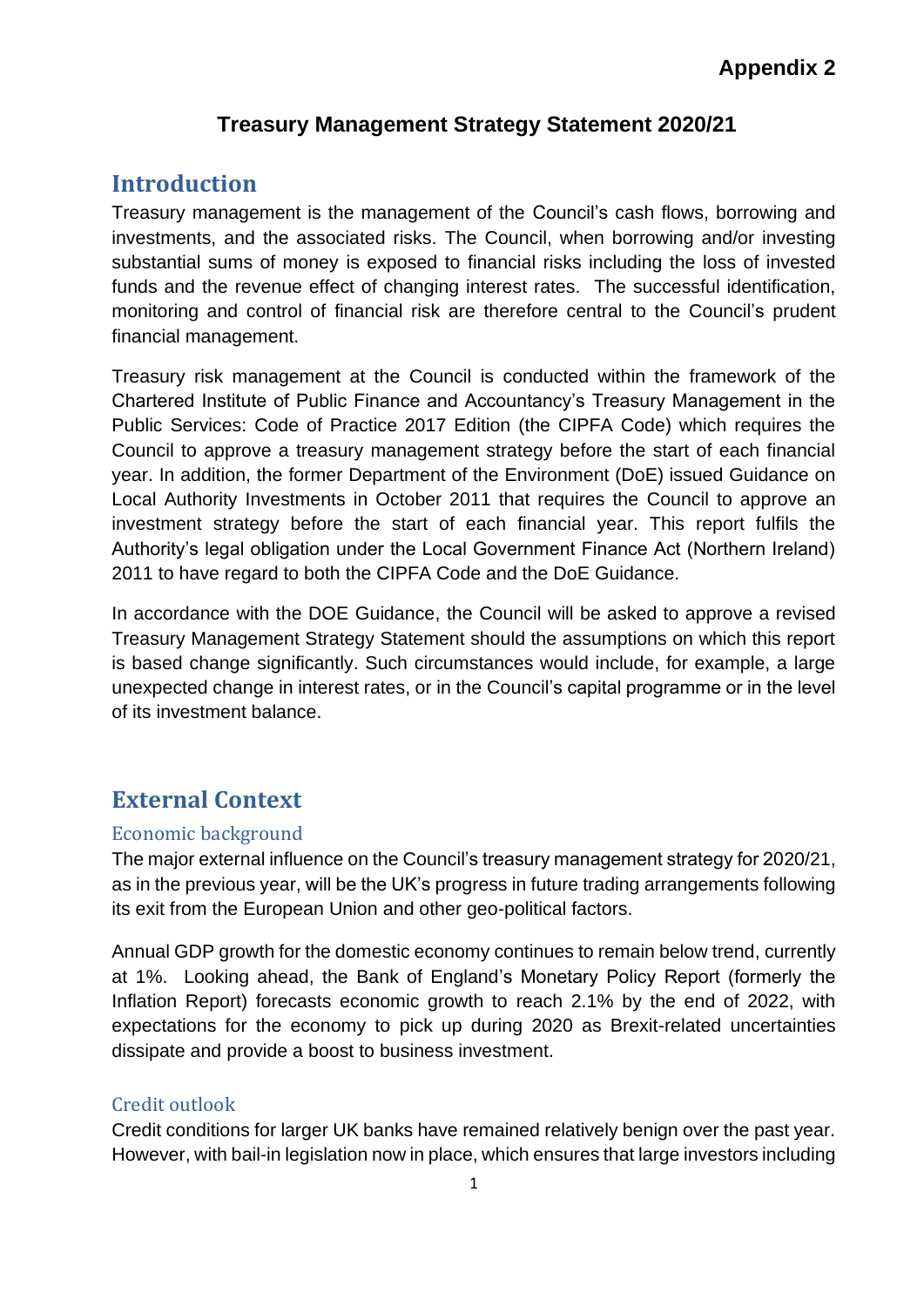**Appendix 2**

# Treasury Management Strategy Statement 2020/21

## Introduction

Treasury management is the management of the Council's cash flows, borrowing and investments, and the associated risks. The Council, when borrowing and/or investing substantial sums of money is exposed to financial risks including the loss of invested funds and the revenue effect of changing interest rates. The successful identification, monitoring and control of financial risk are therefore central to the Council's prudent financial management.

Treasury risk management at the Council is conducted within the framework of the Chartered Institute of Public Finance and Accountancy's Treasury Management in the Public Services: Code of Practice 2017 Edition (the CIPFA Code) which requires the Council to approve a treasury management strategy before the start of each financial year. In addition, the former Department of the Environment (DoE) issued Guidance on Local Authority Investments in October 2011 that requires the Council to approve an investment strategy before the start of each financial year. This report fulfils the Authority's legal obligation under the Local Government Finance Act (Northern Ireland) 2011 to have regard to both the CIPFA Code and the DoE Guidance.

In accordance with the DOE Guidance, the Council will be asked to approve a revised Treasury Management Strategy Statement should the assumptions on which this report is based change significantly. Such circumstances would include, for example, a large unexpected change in interest rates, or in the Council's capital programme or in the level of its investment balance.

## External Context

### Economic background

The major external influence on the Council's treasury management strategy for 2020/21, as in the previous year, will be the UK's progress in future trading arrangements following its exit from the European Union and other geo-political factors.

Annual GDP growth for the domestic economy continues to remain below trend, currently at 1%. Looking ahead, the Bank of England's Monetary Policy Report (formerly the Inflation Report) forecasts economic growth to reach 2.1% by the end of 2022, with expectations for the economy to pick up during 2020 as Brexit-related uncertainties dissipate and provide a boost to business investment.

### Credit outlook

Credit conditions for larger UK banks have remained relatively benign over the past year. However, with bail-in legislation now in place, which ensures that large investors including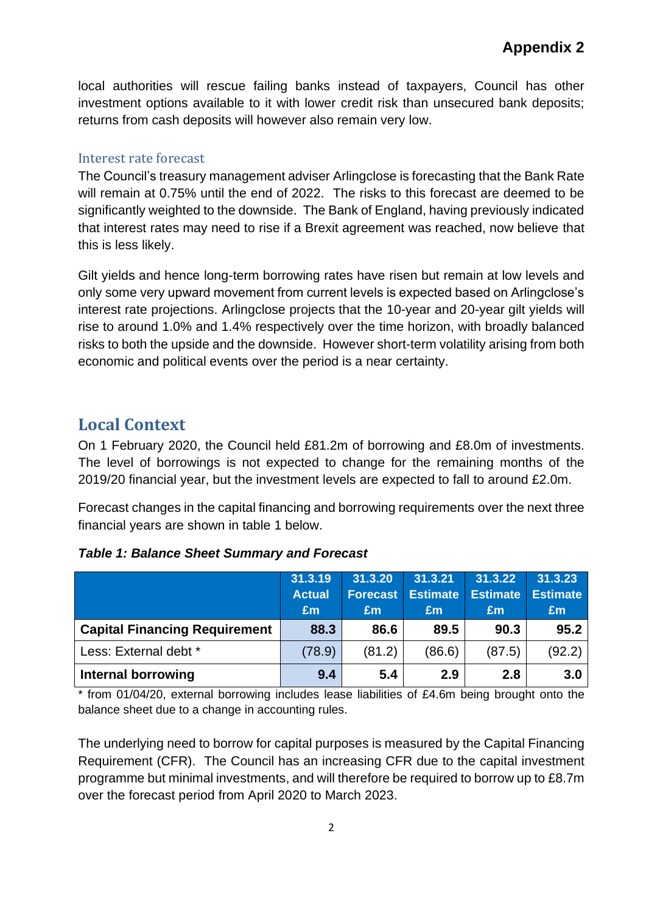local authorities will rescue failing banks instead of taxpayers, Council has other investment options available to it with lower credit risk than unsecured bank deposits; returns from cash deposits will however also remain very low.

### Interest rate forecast

The Council's treasury management adviser Arlingclose is forecasting that the Bank Rate will remain at 0.75% until the end of 2022. The risks to this forecast are deemed to be significantly weighted to the downside. The Bank of England, having previously indicated that interest rates may need to rise if a Brexit agreement was reached, now believe that this is less likely.

Gilt yields and hence long-term borrowing rates have risen but remain at low levels and only some very upward movement from current levels is expected based on Arlingclose's interest rate projections. Arlingclose projects that the 10-year and 20-year gilt yields will rise to around 1.0% and 1.4% respectively over the time horizon, with broadly balanced risks to both the upside and the downside. However short-term volatility arising from both economic and political events over the period is a near certainty.

## Local Context

On 1 February 2020, the Council held £81.2m of borrowing and £8.0m of investments. The level of borrowings is not expected to change for the remaining months of the 2019/20 financial year, but the investment levels are expected to fall to around £2.0m.

Forecast changes in the capital financing and borrowing requirements over the next three financial years are shown in table 1 below.

***Table 1: Balance Sheet Summary and Forecast***

| | 31.3.19 Actual £m | 31.3.20 Forecast £m | 31.3.21 Estimate £m | 31.3.22 Estimate £m | 31.3.23 Estimate £m |
|---|---|---|---|---|---|
| **Capital Financing Requirement** | **88.3** | **86.6** | **89.5** | **90.3** | **95.2** |
| Less: External debt * | (78.9) | (81.2) | (86.6) | (87.5) | (92.2) |
| **Internal borrowing** | **9.4** | **5.4** | **2.9** | **2.8** | **3.0** |

* from 01/04/20, external borrowing includes lease liabilities of £4.6m being brought onto the balance sheet due to a change in accounting rules.

The underlying need to borrow for capital purposes is measured by the Capital Financing Requirement (CFR). The Council has an increasing CFR due to the capital investment programme but minimal investments, and will therefore be required to borrow up to £8.7m over the forecast period from April 2020 to March 2023.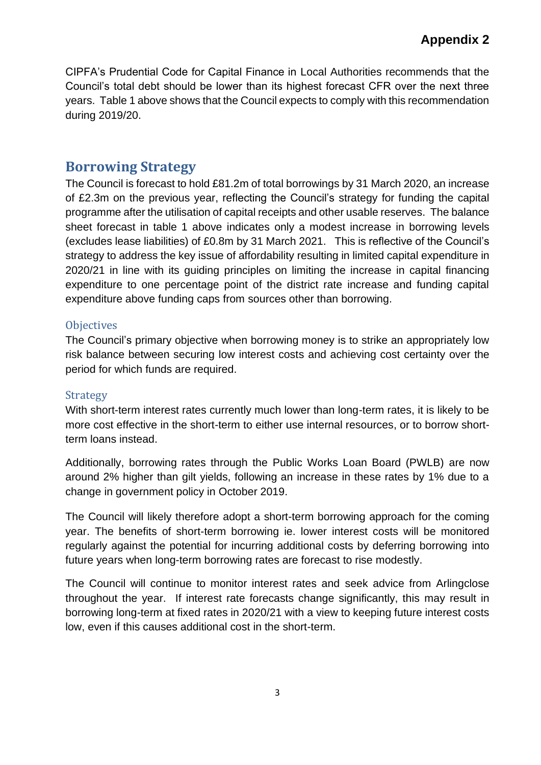CIPFA's Prudential Code for Capital Finance in Local Authorities recommends that the Council's total debt should be lower than its highest forecast CFR over the next three years. Table 1 above shows that the Council expects to comply with this recommendation during 2019/20.

## Borrowing Strategy

The Council is forecast to hold £81.2m of total borrowings by 31 March 2020, an increase of £2.3m on the previous year, reflecting the Council's strategy for funding the capital programme after the utilisation of capital receipts and other usable reserves. The balance sheet forecast in table 1 above indicates only a modest increase in borrowing levels (excludes lease liabilities) of £0.8m by 31 March 2021. This is reflective of the Council's strategy to address the key issue of affordability resulting in limited capital expenditure in 2020/21 in line with its guiding principles on limiting the increase in capital financing expenditure to one percentage point of the district rate increase and funding capital expenditure above funding caps from sources other than borrowing.

### Objectives

The Council's primary objective when borrowing money is to strike an appropriately low risk balance between securing low interest costs and achieving cost certainty over the period for which funds are required.

### Strategy

With short-term interest rates currently much lower than long-term rates, it is likely to be more cost effective in the short-term to either use internal resources, or to borrow short-term loans instead.

Additionally, borrowing rates through the Public Works Loan Board (PWLB) are now around 2% higher than gilt yields, following an increase in these rates by 1% due to a change in government policy in October 2019.

The Council will likely therefore adopt a short-term borrowing approach for the coming year. The benefits of short-term borrowing ie. lower interest costs will be monitored regularly against the potential for incurring additional costs by deferring borrowing into future years when long-term borrowing rates are forecast to rise modestly.

The Council will continue to monitor interest rates and seek advice from Arlingclose throughout the year. If interest rate forecasts change significantly, this may result in borrowing long-term at fixed rates in 2020/21 with a view to keeping future interest costs low, even if this causes additional cost in the short-term.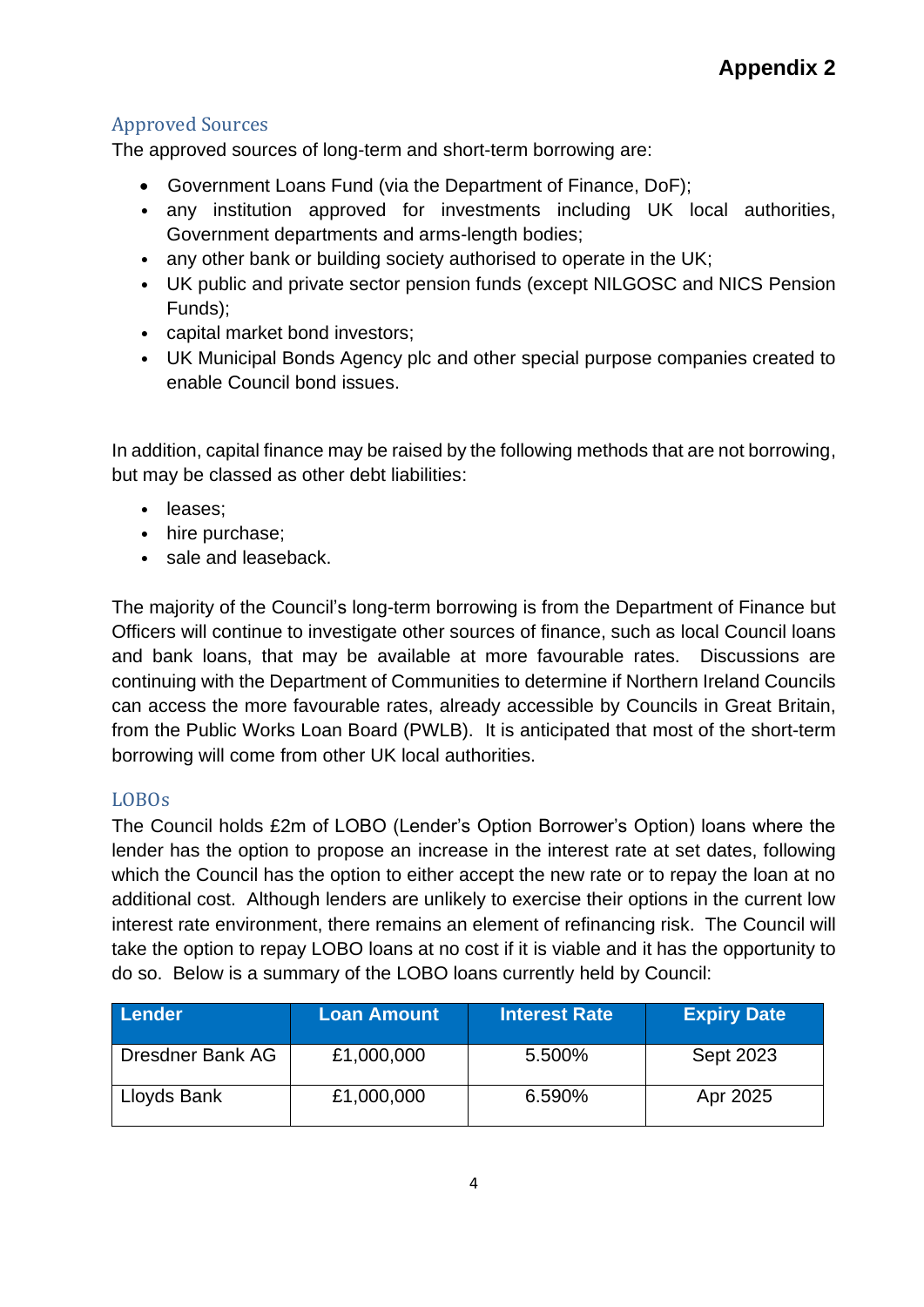**Appendix 2**

## Approved Sources

The approved sources of long-term and short-term borrowing are:

- Government Loans Fund (via the Department of Finance, DoF);
- any institution approved for investments including UK local authorities, Government departments and arms-length bodies;
- any other bank or building society authorised to operate in the UK;
- UK public and private sector pension funds (except NILGOSC and NICS Pension Funds);
- capital market bond investors;
- UK Municipal Bonds Agency plc and other special purpose companies created to enable Council bond issues.

In addition, capital finance may be raised by the following methods that are not borrowing, but may be classed as other debt liabilities:

- leases;
- hire purchase;
- sale and leaseback.

The majority of the Council's long-term borrowing is from the Department of Finance but Officers will continue to investigate other sources of finance, such as local Council loans and bank loans, that may be available at more favourable rates. Discussions are continuing with the Department of Communities to determine if Northern Ireland Councils can access the more favourable rates, already accessible by Councils in Great Britain, from the Public Works Loan Board (PWLB). It is anticipated that most of the short-term borrowing will come from other UK local authorities.

## LOBOs

The Council holds £2m of LOBO (Lender's Option Borrower's Option) loans where the lender has the option to propose an increase in the interest rate at set dates, following which the Council has the option to either accept the new rate or to repay the loan at no additional cost. Although lenders are unlikely to exercise their options in the current low interest rate environment, there remains an element of refinancing risk. The Council will take the option to repay LOBO loans at no cost if it is viable and it has the opportunity to do so. Below is a summary of the LOBO loans currently held by Council:

| Lender | Loan Amount | Interest Rate | Expiry Date |
|---|---|---|---|
| Dresdner Bank AG | £1,000,000 | 5.500% | Sept 2023 |
| Lloyds Bank | £1,000,000 | 6.590% | Apr 2025 |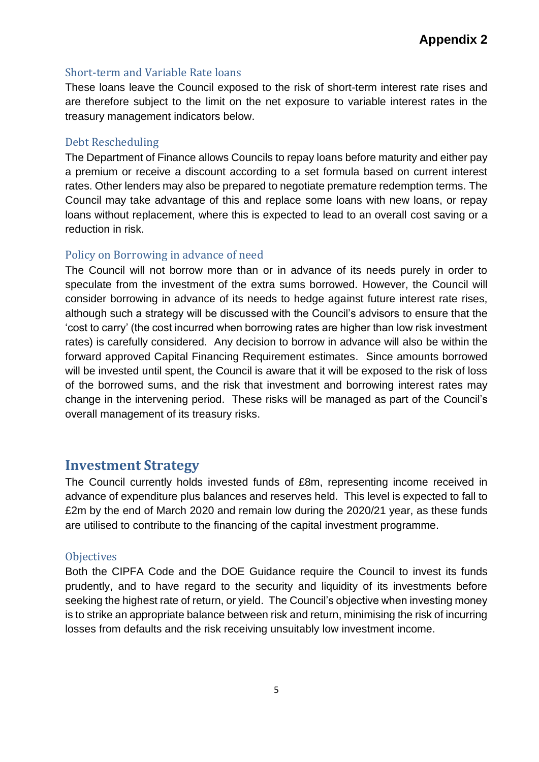### Short-term and Variable Rate loans

These loans leave the Council exposed to the risk of short-term interest rate rises and are therefore subject to the limit on the net exposure to variable interest rates in the treasury management indicators below.

### Debt Rescheduling

The Department of Finance allows Councils to repay loans before maturity and either pay a premium or receive a discount according to a set formula based on current interest rates. Other lenders may also be prepared to negotiate premature redemption terms. The Council may take advantage of this and replace some loans with new loans, or repay loans without replacement, where this is expected to lead to an overall cost saving or a reduction in risk.

### Policy on Borrowing in advance of need

The Council will not borrow more than or in advance of its needs purely in order to speculate from the investment of the extra sums borrowed. However, the Council will consider borrowing in advance of its needs to hedge against future interest rate rises, although such a strategy will be discussed with the Council's advisors to ensure that the 'cost to carry' (the cost incurred when borrowing rates are higher than low risk investment rates) is carefully considered. Any decision to borrow in advance will also be within the forward approved Capital Financing Requirement estimates. Since amounts borrowed will be invested until spent, the Council is aware that it will be exposed to the risk of loss of the borrowed sums, and the risk that investment and borrowing interest rates may change in the intervening period. These risks will be managed as part of the Council's overall management of its treasury risks.

## Investment Strategy

The Council currently holds invested funds of £8m, representing income received in advance of expenditure plus balances and reserves held. This level is expected to fall to £2m by the end of March 2020 and remain low during the 2020/21 year, as these funds are utilised to contribute to the financing of the capital investment programme.

### Objectives

Both the CIPFA Code and the DOE Guidance require the Council to invest its funds prudently, and to have regard to the security and liquidity of its investments before seeking the highest rate of return, or yield. The Council's objective when investing money is to strike an appropriate balance between risk and return, minimising the risk of incurring losses from defaults and the risk receiving unsuitably low investment income.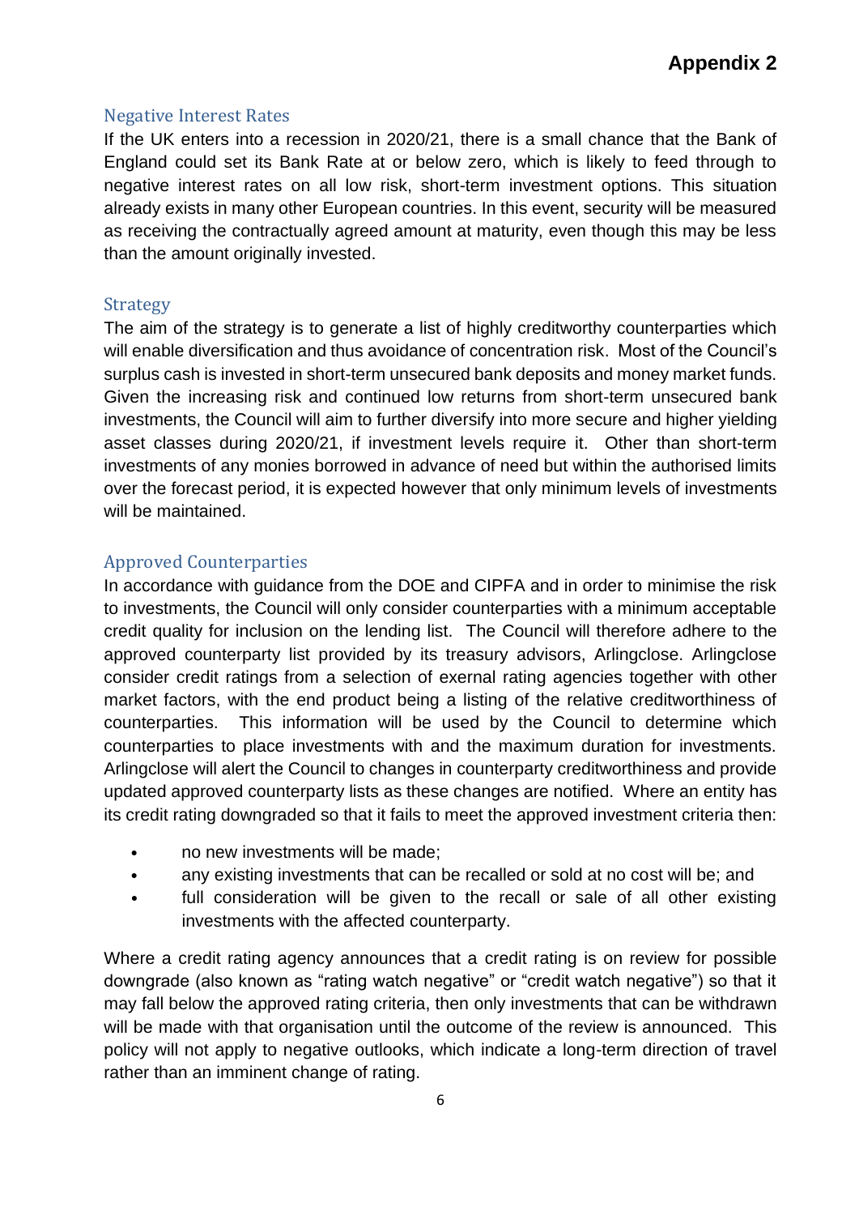**Appendix 2**

## Negative Interest Rates

If the UK enters into a recession in 2020/21, there is a small chance that the Bank of England could set its Bank Rate at or below zero, which is likely to feed through to negative interest rates on all low risk, short-term investment options. This situation already exists in many other European countries. In this event, security will be measured as receiving the contractually agreed amount at maturity, even though this may be less than the amount originally invested.

## Strategy

The aim of the strategy is to generate a list of highly creditworthy counterparties which will enable diversification and thus avoidance of concentration risk. Most of the Council's surplus cash is invested in short-term unsecured bank deposits and money market funds. Given the increasing risk and continued low returns from short-term unsecured bank investments, the Council will aim to further diversify into more secure and higher yielding asset classes during 2020/21, if investment levels require it. Other than short-term investments of any monies borrowed in advance of need but within the authorised limits over the forecast period, it is expected however that only minimum levels of investments will be maintained.

## Approved Counterparties

In accordance with guidance from the DOE and CIPFA and in order to minimise the risk to investments, the Council will only consider counterparties with a minimum acceptable credit quality for inclusion on the lending list. The Council will therefore adhere to the approved counterparty list provided by its treasury advisors, Arlingclose. Arlingclose consider credit ratings from a selection of exernal rating agencies together with other market factors, with the end product being a listing of the relative creditworthiness of counterparties. This information will be used by the Council to determine which counterparties to place investments with and the maximum duration for investments. Arlingclose will alert the Council to changes in counterparty creditworthiness and provide updated approved counterparty lists as these changes are notified. Where an entity has its credit rating downgraded so that it fails to meet the approved investment criteria then:

- no new investments will be made;
- any existing investments that can be recalled or sold at no cost will be; and
- full consideration will be given to the recall or sale of all other existing investments with the affected counterparty.

Where a credit rating agency announces that a credit rating is on review for possible downgrade (also known as "rating watch negative" or "credit watch negative") so that it may fall below the approved rating criteria, then only investments that can be withdrawn will be made with that organisation until the outcome of the review is announced. This policy will not apply to negative outlooks, which indicate a long-term direction of travel rather than an imminent change of rating.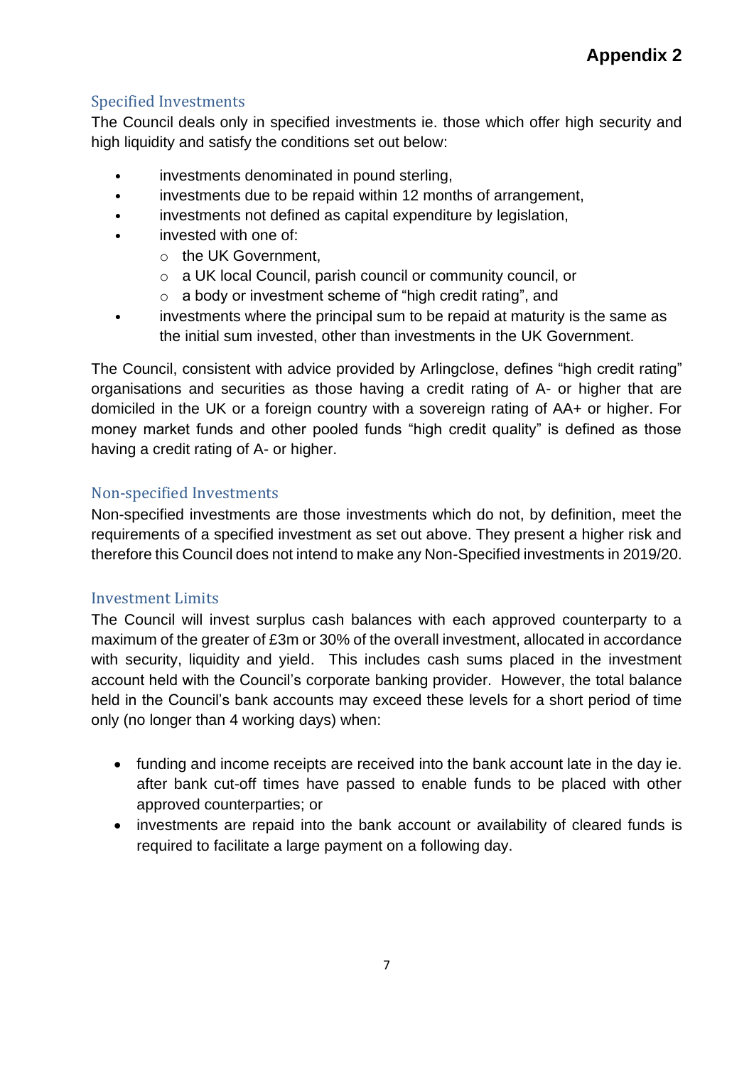# Appendix 2

## Specified Investments

The Council deals only in specified investments ie. those which offer high security and high liquidity and satisfy the conditions set out below:

- investments denominated in pound sterling,
- investments due to be repaid within 12 months of arrangement,
- investments not defined as capital expenditure by legislation,
- invested with one of:
  - the UK Government,
  - a UK local Council, parish council or community council, or
  - a body or investment scheme of "high credit rating", and
- investments where the principal sum to be repaid at maturity is the same as the initial sum invested, other than investments in the UK Government.

The Council, consistent with advice provided by Arlingclose, defines "high credit rating" organisations and securities as those having a credit rating of A- or higher that are domiciled in the UK or a foreign country with a sovereign rating of AA+ or higher. For money market funds and other pooled funds "high credit quality" is defined as those having a credit rating of A- or higher.

## Non-specified Investments

Non-specified investments are those investments which do not, by definition, meet the requirements of a specified investment as set out above. They present a higher risk and therefore this Council does not intend to make any Non-Specified investments in 2019/20.

## Investment Limits

The Council will invest surplus cash balances with each approved counterparty to a maximum of the greater of £3m or 30% of the overall investment, allocated in accordance with security, liquidity and yield. This includes cash sums placed in the investment account held with the Council's corporate banking provider. However, the total balance held in the Council's bank accounts may exceed these levels for a short period of time only (no longer than 4 working days) when:

- funding and income receipts are received into the bank account late in the day ie. after bank cut-off times have passed to enable funds to be placed with other approved counterparties; or
- investments are repaid into the bank account or availability of cleared funds is required to facilitate a large payment on a following day.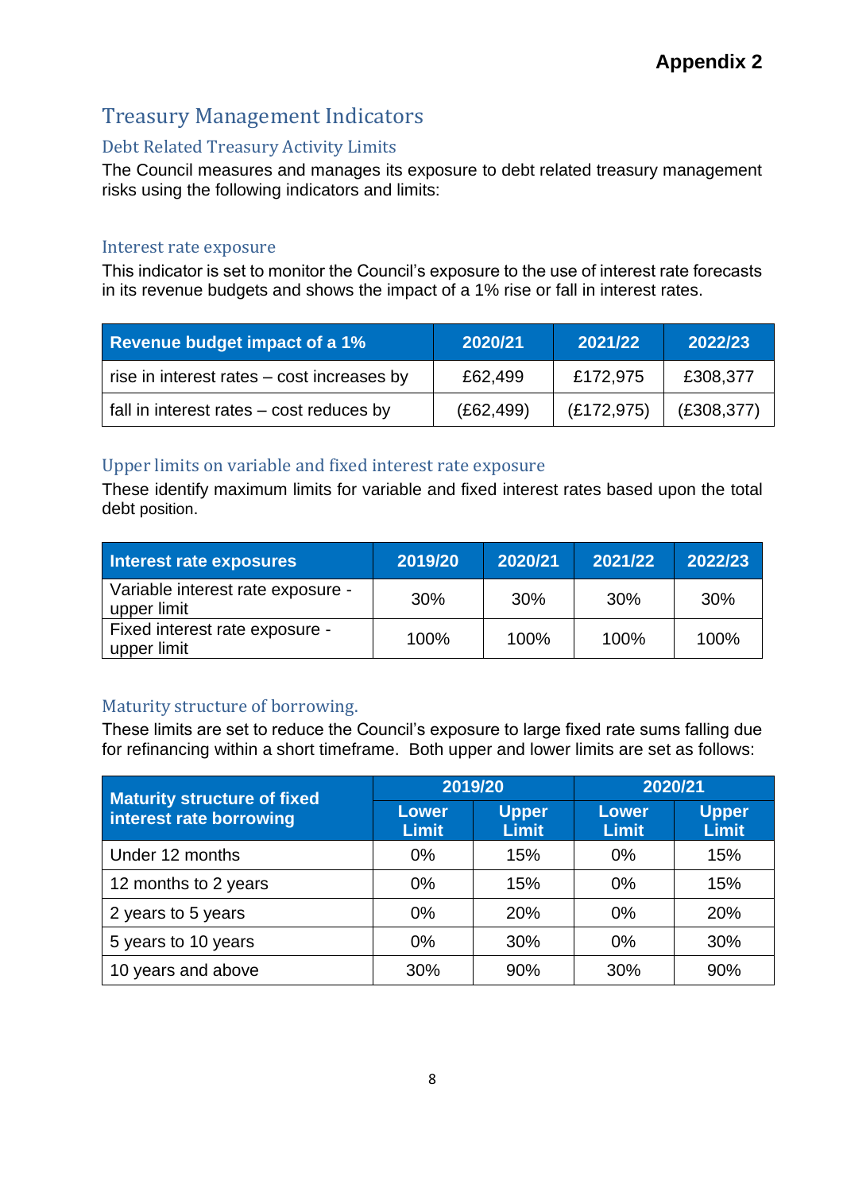**Appendix 2**

# Treasury Management Indicators

## Debt Related Treasury Activity Limits

The Council measures and manages its exposure to debt related treasury management risks using the following indicators and limits:

### Interest rate exposure

This indicator is set to monitor the Council's exposure to the use of interest rate forecasts in its revenue budgets and shows the impact of a 1% rise or fall in interest rates.

| Revenue budget impact of a 1% | 2020/21 | 2021/22 | 2022/23 |
|---|---|---|---|
| rise in interest rates – cost increases by | £62,499 | £172,975 | £308,377 |
| fall in interest rates – cost reduces by | (£62,499) | (£172,975) | (£308,377) |

### Upper limits on variable and fixed interest rate exposure

These identify maximum limits for variable and fixed interest rates based upon the total debt position.

| Interest rate exposures | 2019/20 | 2020/21 | 2021/22 | 2022/23 |
|---|---|---|---|---|
| Variable interest rate exposure - upper limit | 30% | 30% | 30% | 30% |
| Fixed interest rate exposure - upper limit | 100% | 100% | 100% | 100% |

### Maturity structure of borrowing.

These limits are set to reduce the Council's exposure to large fixed rate sums falling due for refinancing within a short timeframe. Both upper and lower limits are set as follows:

| Maturity structure of fixed interest rate borrowing | 2019/20 | | 2020/21 | |
|---|---|---|---|---|
| | Lower Limit | Upper Limit | Lower Limit | Upper Limit |
| Under 12 months | 0% | 15% | 0% | 15% |
| 12 months to 2 years | 0% | 15% | 0% | 15% |
| 2 years to 5 years | 0% | 20% | 0% | 20% |
| 5 years to 10 years | 0% | 30% | 0% | 30% |
| 10 years and above | 30% | 90% | 30% | 90% |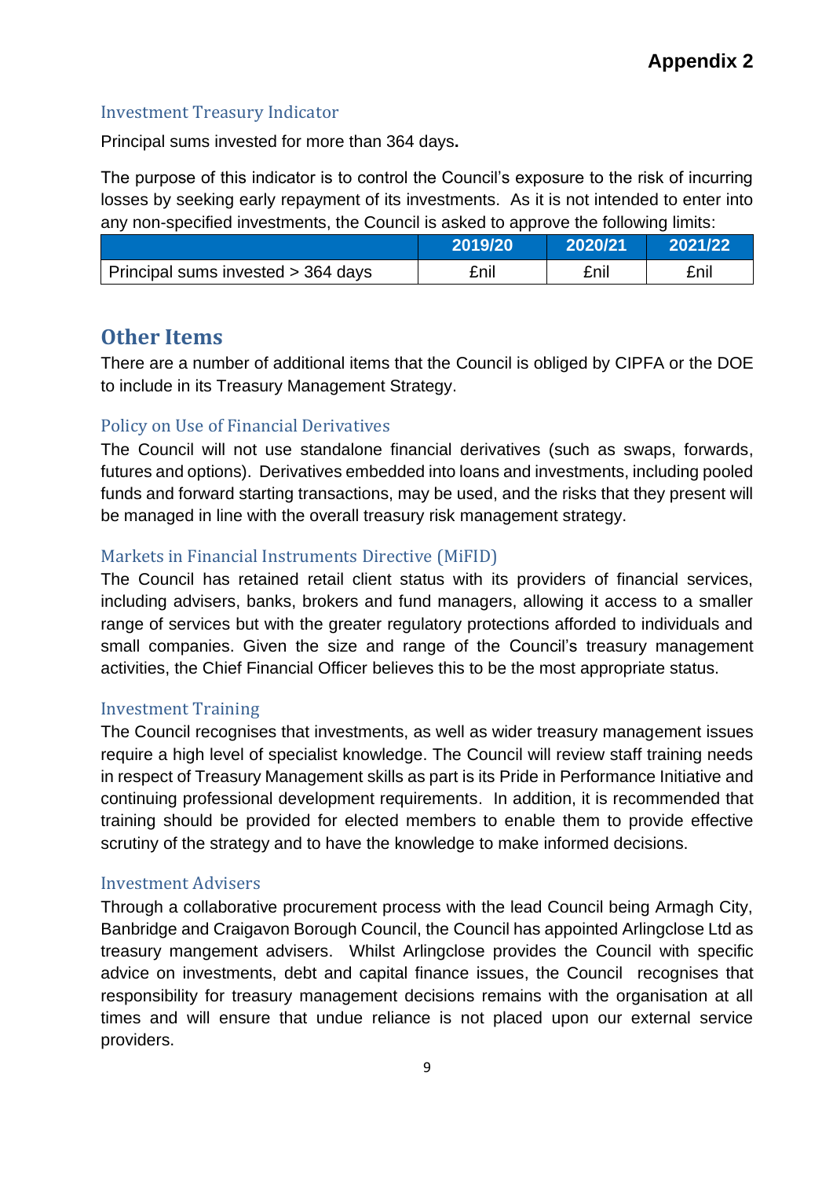**Appendix 2**

### Investment Treasury Indicator

Principal sums invested for more than 364 days**.**

The purpose of this indicator is to control the Council's exposure to the risk of incurring losses by seeking early repayment of its investments. As it is not intended to enter into any non-specified investments, the Council is asked to approve the following limits:

| | 2019/20 | 2020/21 | 2021/22 |
|---|---|---|---|
| Principal sums invested > 364 days | £nil | £nil | £nil |

## Other Items

There are a number of additional items that the Council is obliged by CIPFA or the DOE to include in its Treasury Management Strategy.

### Policy on Use of Financial Derivatives

The Council will not use standalone financial derivatives (such as swaps, forwards, futures and options). Derivatives embedded into loans and investments, including pooled funds and forward starting transactions, may be used, and the risks that they present will be managed in line with the overall treasury risk management strategy.

### Markets in Financial Instruments Directive (MiFID)

The Council has retained retail client status with its providers of financial services, including advisers, banks, brokers and fund managers, allowing it access to a smaller range of services but with the greater regulatory protections afforded to individuals and small companies. Given the size and range of the Council's treasury management activities, the Chief Financial Officer believes this to be the most appropriate status.

### Investment Training

The Council recognises that investments, as well as wider treasury management issues require a high level of specialist knowledge. The Council will review staff training needs in respect of Treasury Management skills as part is its Pride in Performance Initiative and continuing professional development requirements. In addition, it is recommended that training should be provided for elected members to enable them to provide effective scrutiny of the strategy and to have the knowledge to make informed decisions.

### Investment Advisers

Through a collaborative procurement process with the lead Council being Armagh City, Banbridge and Craigavon Borough Council, the Council has appointed Arlingclose Ltd as treasury mangement advisers. Whilst Arlingclose provides the Council with specific advice on investments, debt and capital finance issues, the Council recognises that responsibility for treasury management decisions remains with the organisation at all times and will ensure that undue reliance is not placed upon our external service providers.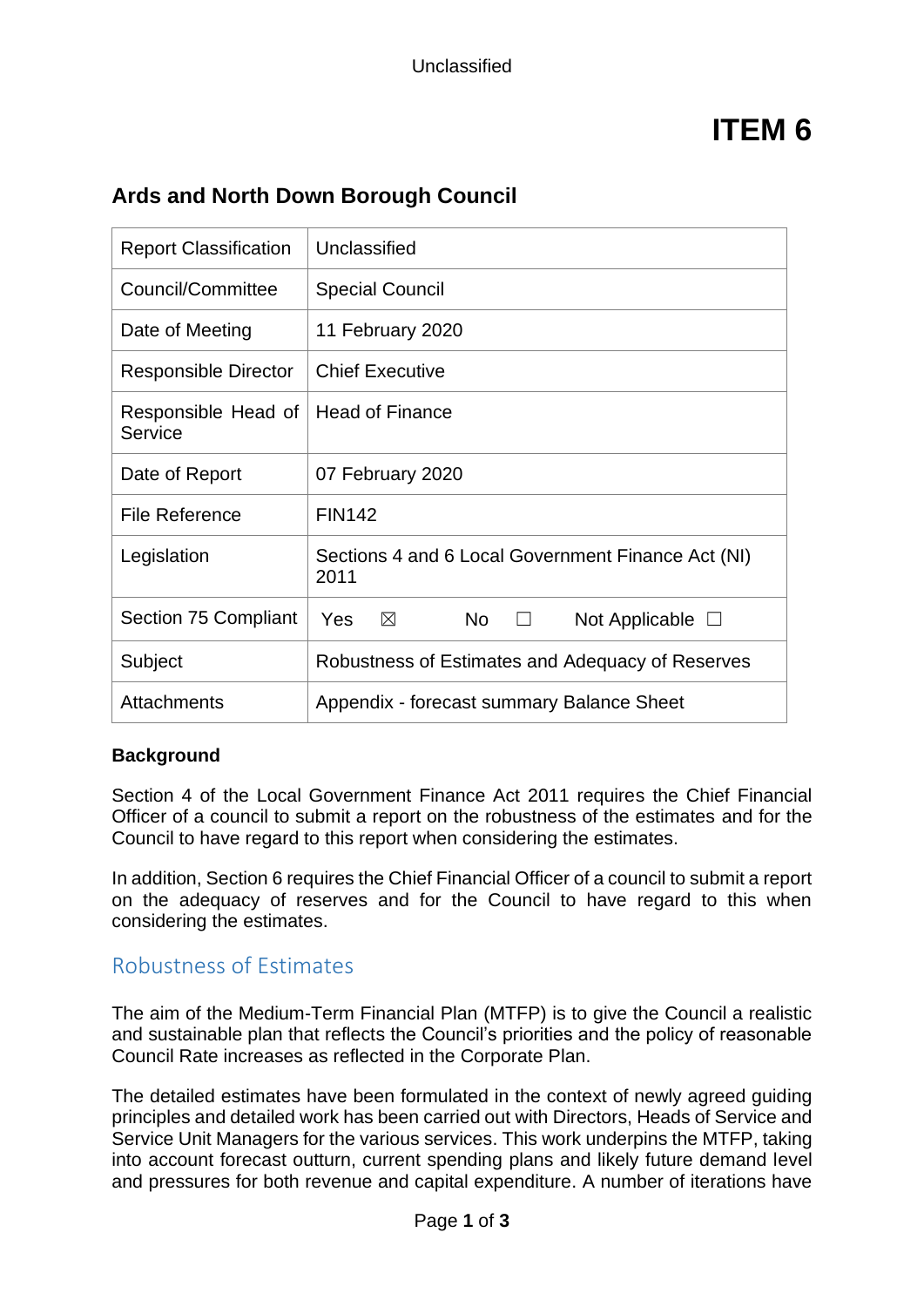Unclassified

# ITEM 6

## Ards and North Down Borough Council

| Report Classification | Unclassified |
|---|---|
| Council/Committee | Special Council |
| Date of Meeting | 11 February 2020 |
| Responsible Director | Chief Executive |
| Responsible Head of Service | Head of Finance |
| Date of Report | 07 February 2020 |
| File Reference | FIN142 |
| Legislation | Sections 4 and 6 Local Government Finance Act (NI) 2011 |
| Section 75 Compliant | Yes ☒ No ☐ Not Applicable ☐ |
| Subject | Robustness of Estimates and Adequacy of Reserves |
| Attachments | Appendix - forecast summary Balance Sheet |

**Background**

Section 4 of the Local Government Finance Act 2011 requires the Chief Financial Officer of a council to submit a report on the robustness of the estimates and for the Council to have regard to this report when considering the estimates.

In addition, Section 6 requires the Chief Financial Officer of a council to submit a report on the adequacy of reserves and for the Council to have regard to this when considering the estimates.

## Robustness of Estimates

The aim of the Medium-Term Financial Plan (MTFP) is to give the Council a realistic and sustainable plan that reflects the Council's priorities and the policy of reasonable Council Rate increases as reflected in the Corporate Plan.

The detailed estimates have been formulated in the context of newly agreed guiding principles and detailed work has been carried out with Directors, Heads of Service and Service Unit Managers for the various services. This work underpins the MTFP, taking into account forecast outturn, current spending plans and likely future demand level and pressures for both revenue and capital expenditure. A number of iterations have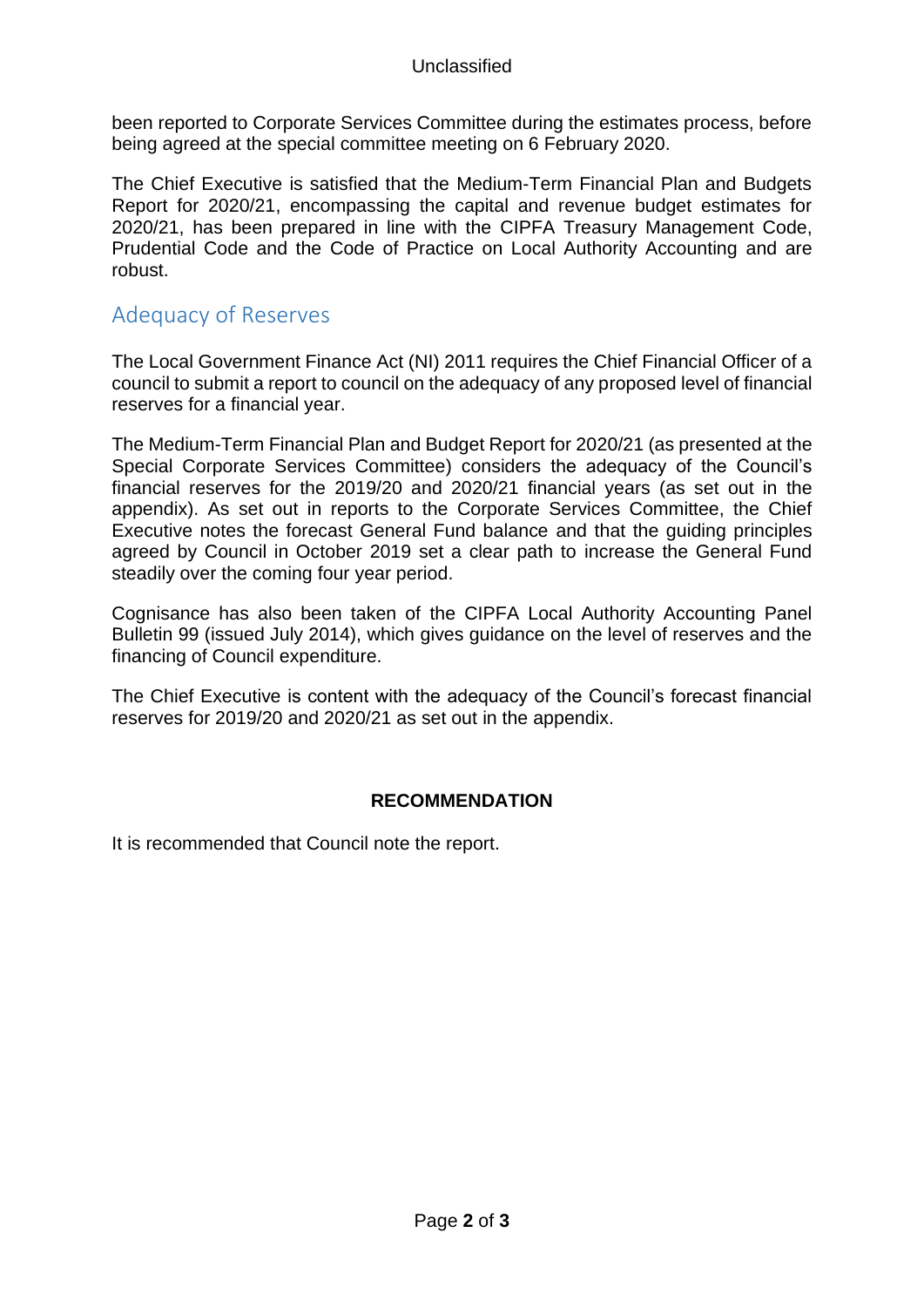been reported to Corporate Services Committee during the estimates process, before being agreed at the special committee meeting on 6 February 2020.

The Chief Executive is satisfied that the Medium-Term Financial Plan and Budgets Report for 2020/21, encompassing the capital and revenue budget estimates for 2020/21, has been prepared in line with the CIPFA Treasury Management Code, Prudential Code and the Code of Practice on Local Authority Accounting and are robust.

## Adequacy of Reserves

The Local Government Finance Act (NI) 2011 requires the Chief Financial Officer of a council to submit a report to council on the adequacy of any proposed level of financial reserves for a financial year.

The Medium-Term Financial Plan and Budget Report for 2020/21 (as presented at the Special Corporate Services Committee) considers the adequacy of the Council's financial reserves for the 2019/20 and 2020/21 financial years (as set out in the appendix). As set out in reports to the Corporate Services Committee, the Chief Executive notes the forecast General Fund balance and that the guiding principles agreed by Council in October 2019 set a clear path to increase the General Fund steadily over the coming four year period.

Cognisance has also been taken of the CIPFA Local Authority Accounting Panel Bulletin 99 (issued July 2014), which gives guidance on the level of reserves and the financing of Council expenditure.

The Chief Executive is content with the adequacy of the Council's forecast financial reserves for 2019/20 and 2020/21 as set out in the appendix.

**RECOMMENDATION**

It is recommended that Council note the report.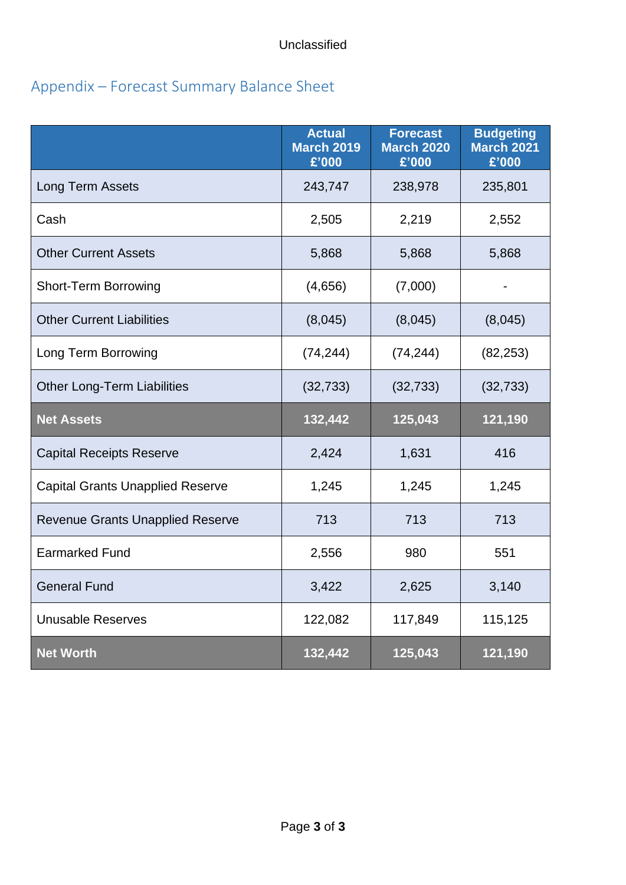Unclassified

## Appendix – Forecast Summary Balance Sheet

| | Actual March 2019 £'000 | Forecast March 2020 £'000 | Budgeting March 2021 £'000 |
|---|---|---|---|
| Long Term Assets | 243,747 | 238,978 | 235,801 |
| Cash | 2,505 | 2,219 | 2,552 |
| Other Current Assets | 5,868 | 5,868 | 5,868 |
| Short-Term Borrowing | (4,656) | (7,000) | - |
| Other Current Liabilities | (8,045) | (8,045) | (8,045) |
| Long Term Borrowing | (74,244) | (74,244) | (82,253) |
| Other Long-Term Liabilities | (32,733) | (32,733) | (32,733) |
| **Net Assets** | **132,442** | **125,043** | **121,190** |
| Capital Receipts Reserve | 2,424 | 1,631 | 416 |
| Capital Grants Unapplied Reserve | 1,245 | 1,245 | 1,245 |
| Revenue Grants Unapplied Reserve | 713 | 713 | 713 |
| Earmarked Fund | 2,556 | 980 | 551 |
| General Fund | 3,422 | 2,625 | 3,140 |
| Unusable Reserves | 122,082 | 117,849 | 115,125 |
| **Net Worth** | **132,442** | **125,043** | **121,190** |